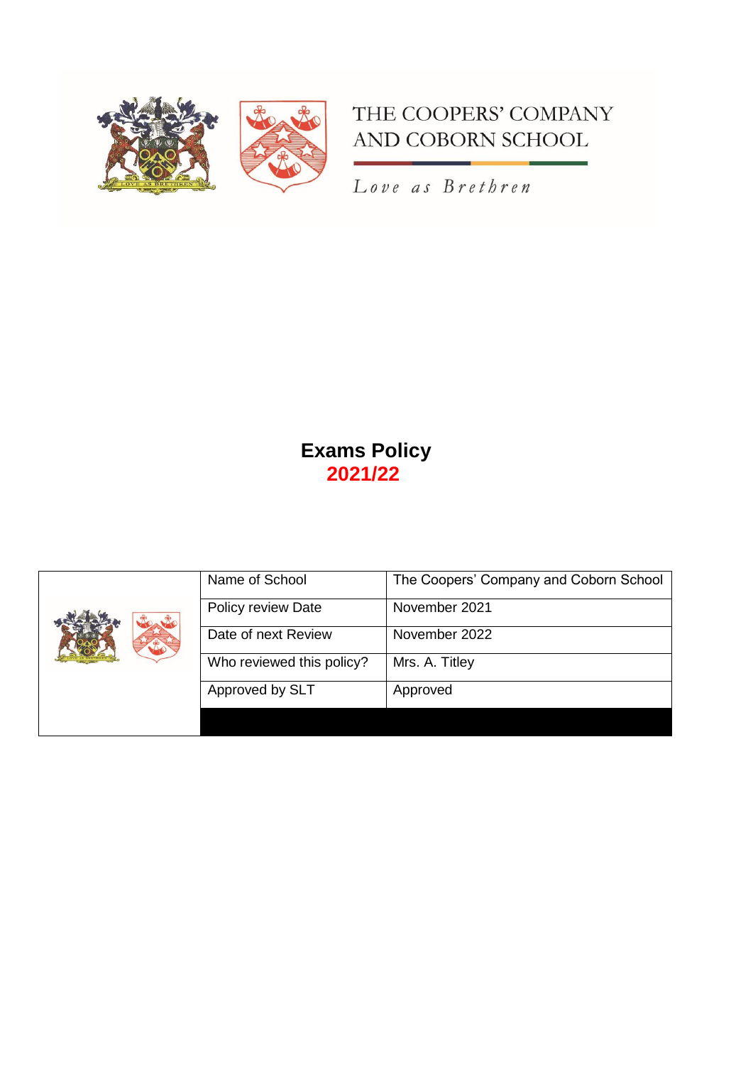THE COOPERS' COMPANY AND COBORN SCHOOL

*Love as Brethren*

# Exams Policy
## 2021/22

| | | |
|---|---|---|
| | Name of School | The Coopers' Company and Coborn School |
| | Policy review Date | November 2021 |
| | Date of next Review | November 2022 |
| | Who reviewed this policy? | Mrs. A. Titley |
| | Approved by SLT | Approved |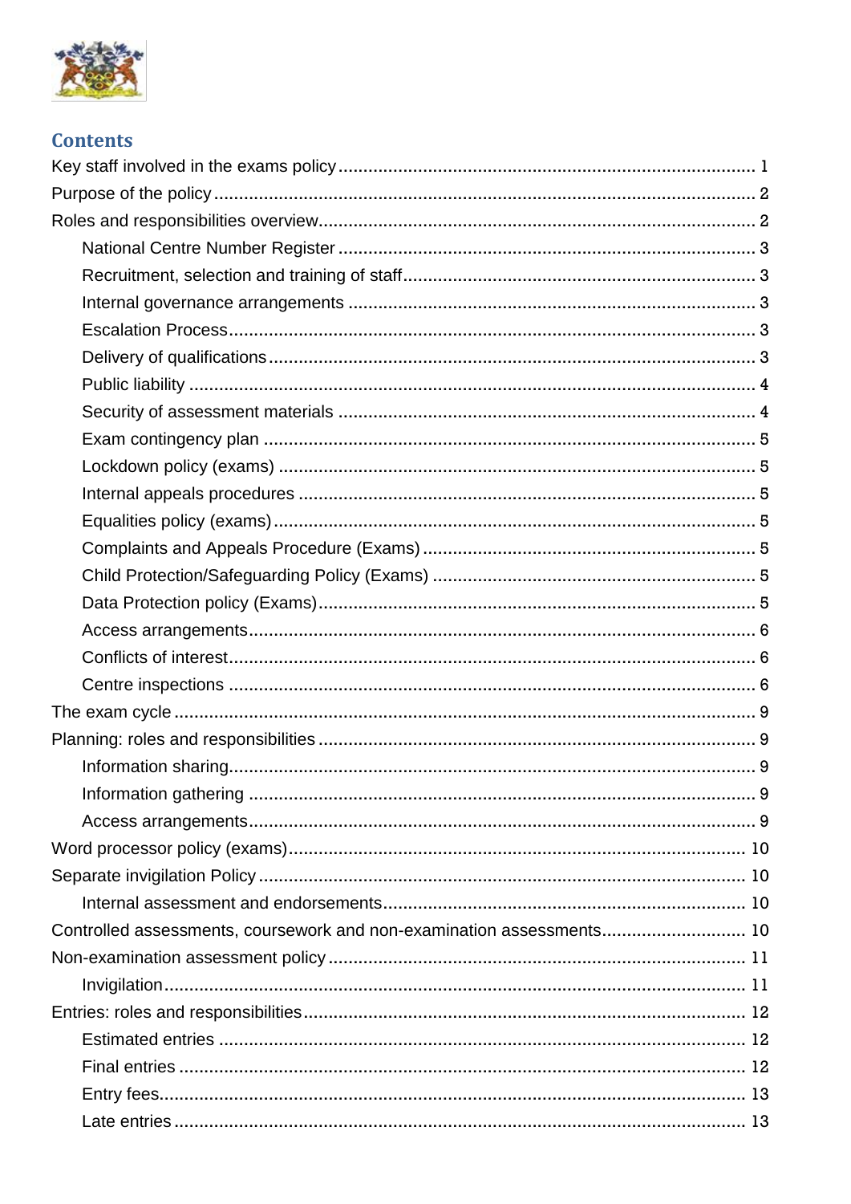## Contents

- Key staff involved in the exams policy ... 1
- Purpose of the policy ... 2
- Roles and responsibilities overview ... 2
  - National Centre Number Register ... 3
  - Recruitment, selection and training of staff ... 3
  - Internal governance arrangements ... 3
  - Escalation Process ... 3
  - Delivery of qualifications ... 3
  - Public liability ... 4
  - Security of assessment materials ... 4
  - Exam contingency plan ... 5
  - Lockdown policy (exams) ... 5
  - Internal appeals procedures ... 5
  - Equalities policy (exams) ... 5
  - Complaints and Appeals Procedure (Exams) ... 5
  - Child Protection/Safeguarding Policy (Exams) ... 5
  - Data Protection policy (Exams) ... 5
  - Access arrangements ... 6
  - Conflicts of interest ... 6
  - Centre inspections ... 6
- The exam cycle ... 9
- Planning: roles and responsibilities ... 9
  - Information sharing ... 9
  - Information gathering ... 9
  - Access arrangements ... 9
- Word processor policy (exams) ... 10
- Separate invigilation Policy ... 10
  - Internal assessment and endorsements ... 10
- Controlled assessments, coursework and non-examination assessments ... 10
- Non-examination assessment policy ... 11
  - Invigilation ... 11
- Entries: roles and responsibilities ... 12
  - Estimated entries ... 12
  - Final entries ... 12
  - Entry fees ... 13
  - Late entries ... 13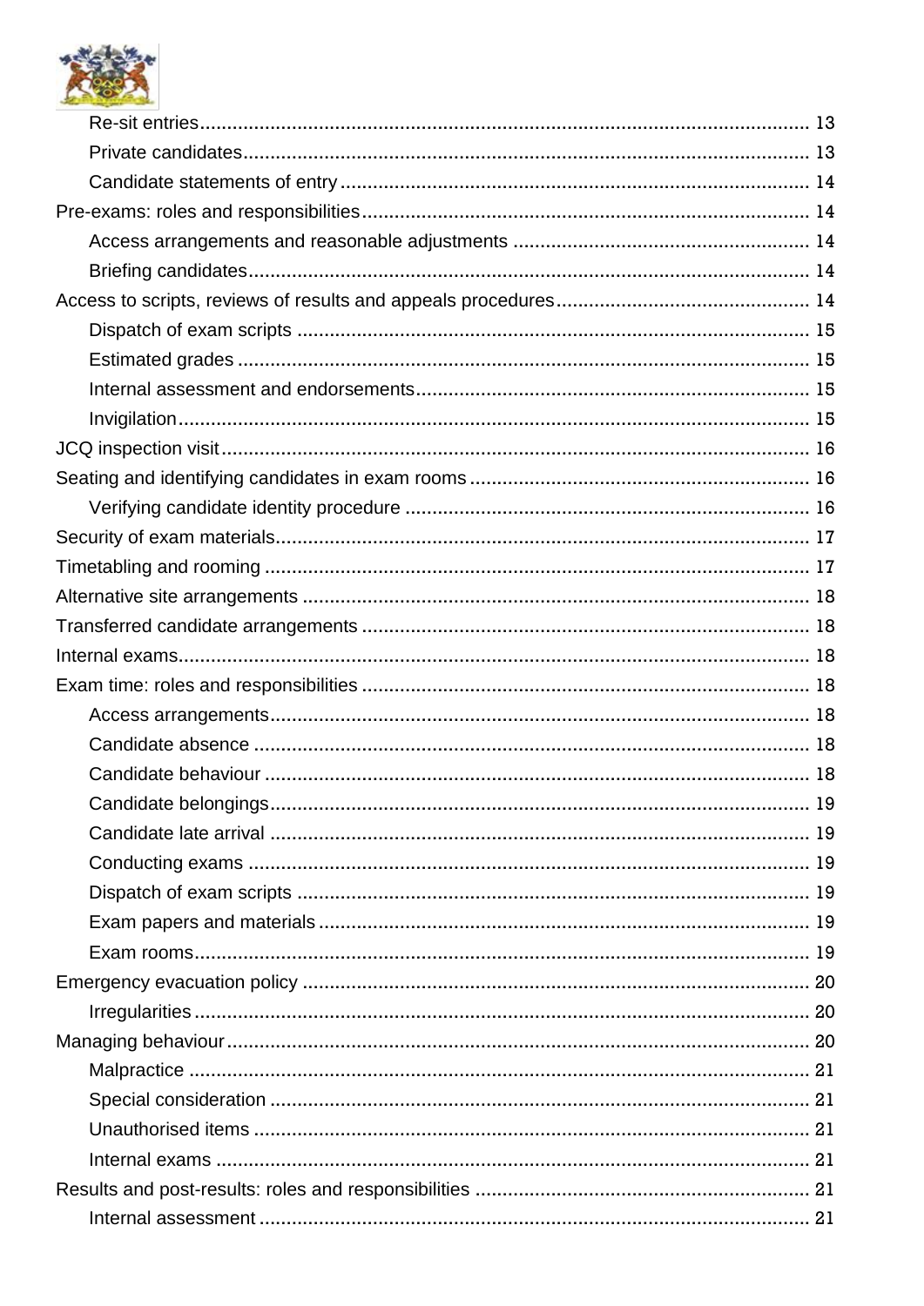- Re-sit entries ........ 13
- Private candidates ........ 13
- Candidate statements of entry ........ 14

Pre-exams: roles and responsibilities ........ 14

- Access arrangements and reasonable adjustments ........ 14
- Briefing candidates ........ 14

Access to scripts, reviews of results and appeals procedures ........ 14

- Dispatch of exam scripts ........ 15
- Estimated grades ........ 15
- Internal assessment and endorsements ........ 15
- Invigilation ........ 15

JCQ inspection visit ........ 16

Seating and identifying candidates in exam rooms ........ 16

- Verifying candidate identity procedure ........ 16

Security of exam materials ........ 17

Timetabling and rooming ........ 17

Alternative site arrangements ........ 18

Transferred candidate arrangements ........ 18

Internal exams ........ 18

Exam time: roles and responsibilities ........ 18

- Access arrangements ........ 18
- Candidate absence ........ 18
- Candidate behaviour ........ 18
- Candidate belongings ........ 19
- Candidate late arrival ........ 19
- Conducting exams ........ 19
- Dispatch of exam scripts ........ 19
- Exam papers and materials ........ 19
- Exam rooms ........ 19

Emergency evacuation policy ........ 20

- Irregularities ........ 20

Managing behaviour ........ 20

- Malpractice ........ 21
- Special consideration ........ 21
- Unauthorised items ........ 21
- Internal exams ........ 21

Results and post-results: roles and responsibilities ........ 21

- Internal assessment ........ 21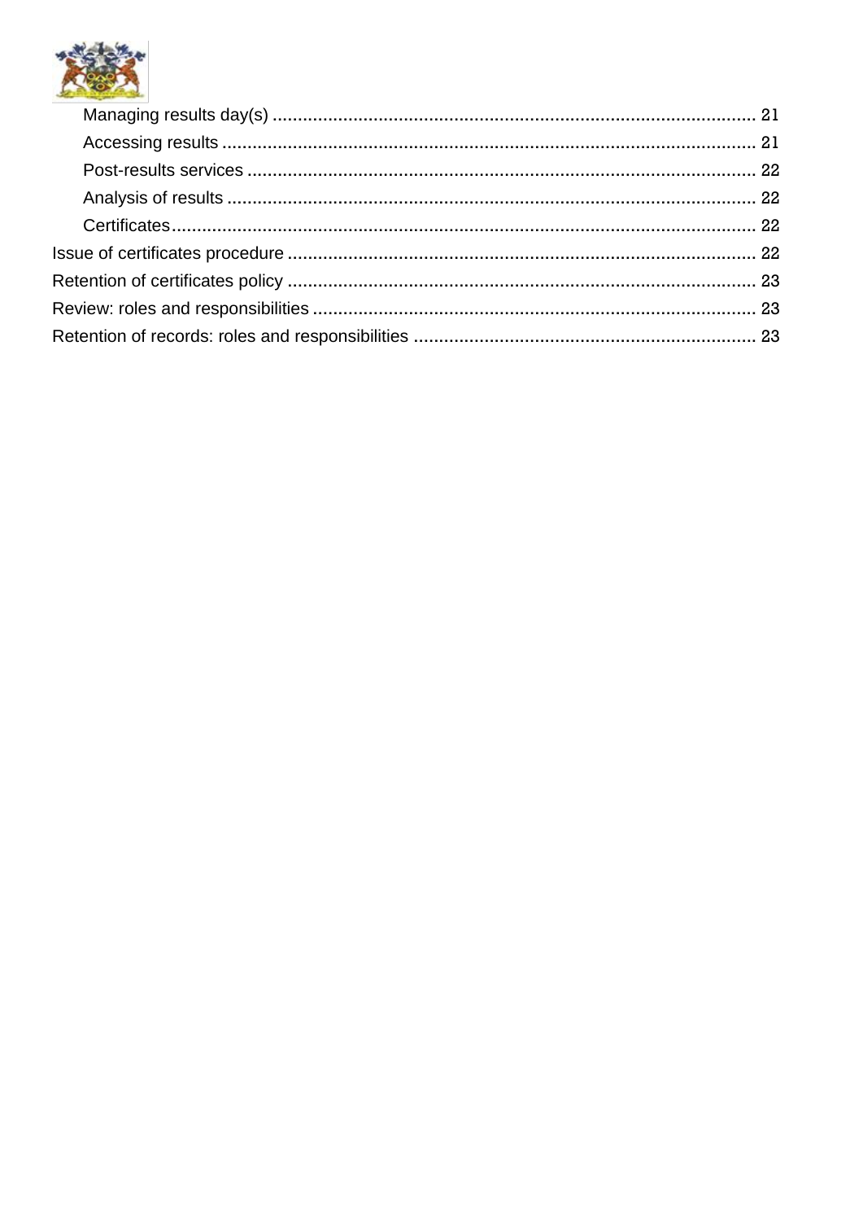- Managing results day(s) ... 21
- Accessing results ... 21
- Post-results services ... 22
- Analysis of results ... 22
- Certificates ... 22

Issue of certificates procedure ... 22

Retention of certificates policy ... 23

Review: roles and responsibilities ... 23

Retention of records: roles and responsibilities ... 23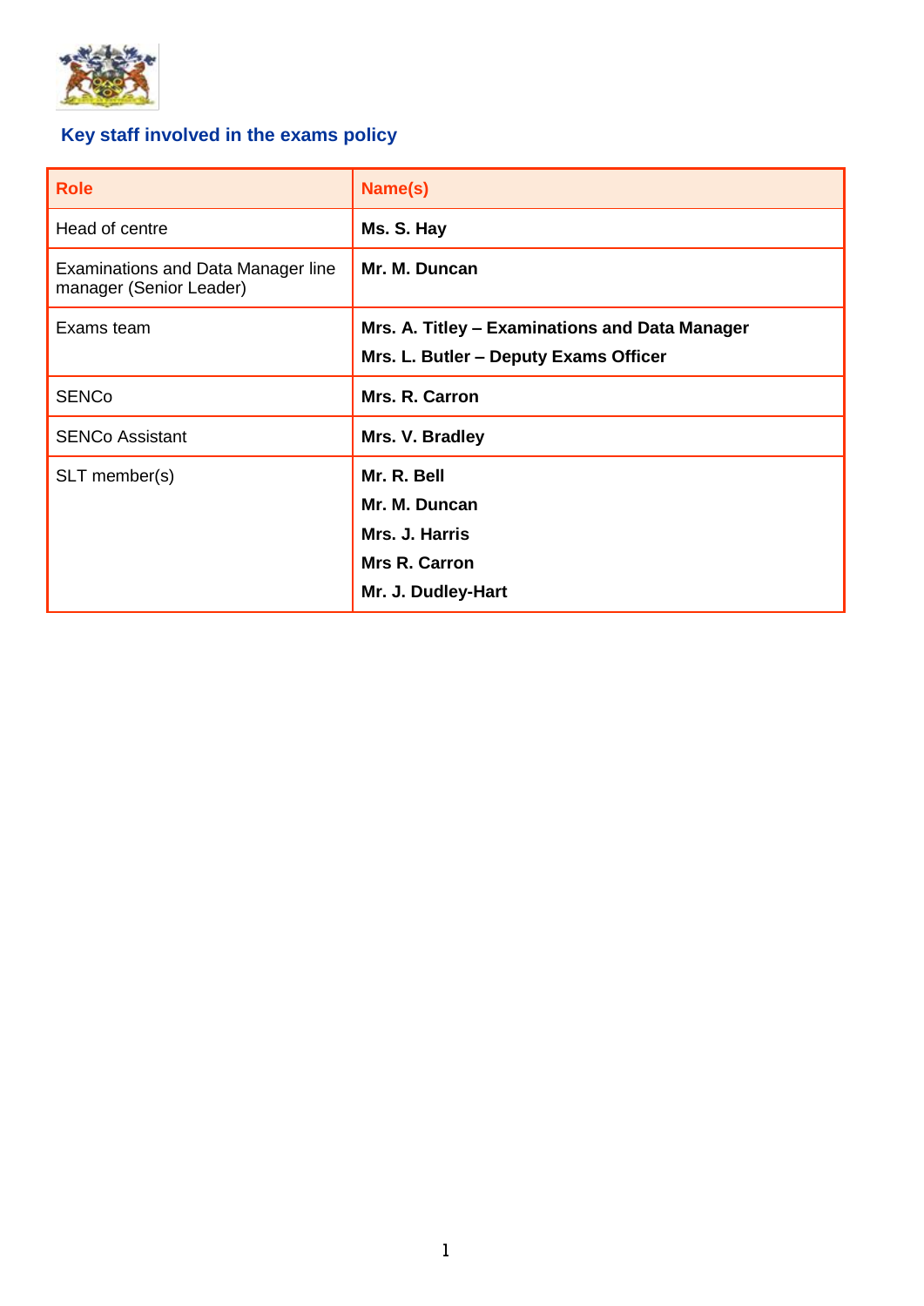## Key staff involved in the exams policy

| Role | Name(s) |
| --- | --- |
| Head of centre | **Ms. S. Hay** |
| Examinations and Data Manager line manager (Senior Leader) | **Mr. M. Duncan** |
| Exams team | **Mrs. A. Titley – Examinations and Data Manager**<br>**Mrs. L. Butler – Deputy Exams Officer** |
| SENCo | **Mrs. R. Carron** |
| SENCo Assistant | **Mrs. V. Bradley** |
| SLT member(s) | **Mr. R. Bell**<br>**Mr. M. Duncan**<br>**Mrs. J. Harris**<br>**Mrs R. Carron**<br>**Mr. J. Dudley-Hart** |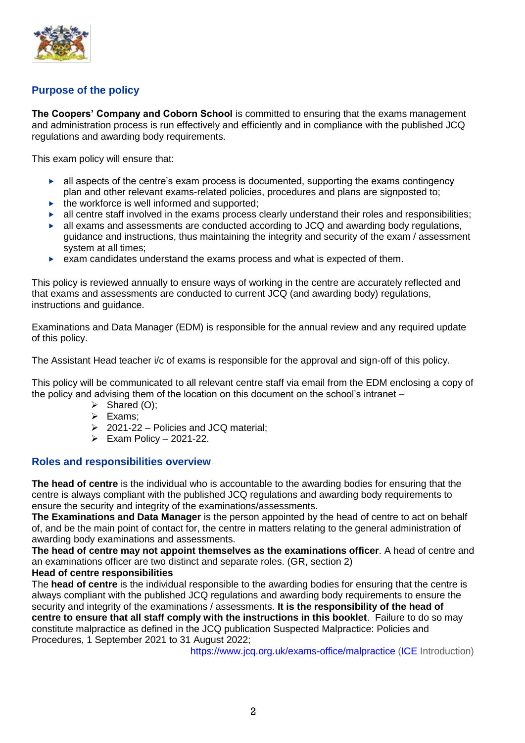## Purpose of the policy

**The Coopers' Company and Coborn School** is committed to ensuring that the exams management and administration process is run effectively and efficiently and in compliance with the published JCQ regulations and awarding body requirements.

This exam policy will ensure that:

- all aspects of the centre's exam process is documented, supporting the exams contingency plan and other relevant exams-related policies, procedures and plans are signposted to;
- the workforce is well informed and supported;
- all centre staff involved in the exams process clearly understand their roles and responsibilities;
- all exams and assessments are conducted according to JCQ and awarding body regulations, guidance and instructions, thus maintaining the integrity and security of the exam / assessment system at all times;
- exam candidates understand the exams process and what is expected of them.

This policy is reviewed annually to ensure ways of working in the centre are accurately reflected and that exams and assessments are conducted to current JCQ (and awarding body) regulations, instructions and guidance.

Examinations and Data Manager (EDM) is responsible for the annual review and any required update of this policy.

The Assistant Head teacher i/c of exams is responsible for the approval and sign-off of this policy.

This policy will be communicated to all relevant centre staff via email from the EDM enclosing a copy of the policy and advising them of the location on this document on the school's intranet –

- Shared (O);
- Exams;
- 2021-22 – Policies and JCQ material;
- Exam Policy – 2021-22.

## Roles and responsibilities overview

**The head of centre** is the individual who is accountable to the awarding bodies for ensuring that the centre is always compliant with the published JCQ regulations and awarding body requirements to ensure the security and integrity of the examinations/assessments.
**The Examinations and Data Manager** is the person appointed by the head of centre to act on behalf of, and be the main point of contact for, the centre in matters relating to the general administration of awarding body examinations and assessments.
**The head of centre may not appoint themselves as the examinations officer**. A head of centre and an examinations officer are two distinct and separate roles. (GR, section 2)
**Head of centre responsibilities**
The **head of centre** is the individual responsible to the awarding bodies for ensuring that the centre is always compliant with the published JCQ regulations and awarding body requirements to ensure the security and integrity of the examinations / assessments. **It is the responsibility of the head of centre to ensure that all staff comply with the instructions in this booklet**. Failure to do so may constitute malpractice as defined in the JCQ publication Suspected Malpractice: Policies and Procedures, 1 September 2021 to 31 August 2022;
https://www.jcq.org.uk/exams-office/malpractice (ICE Introduction)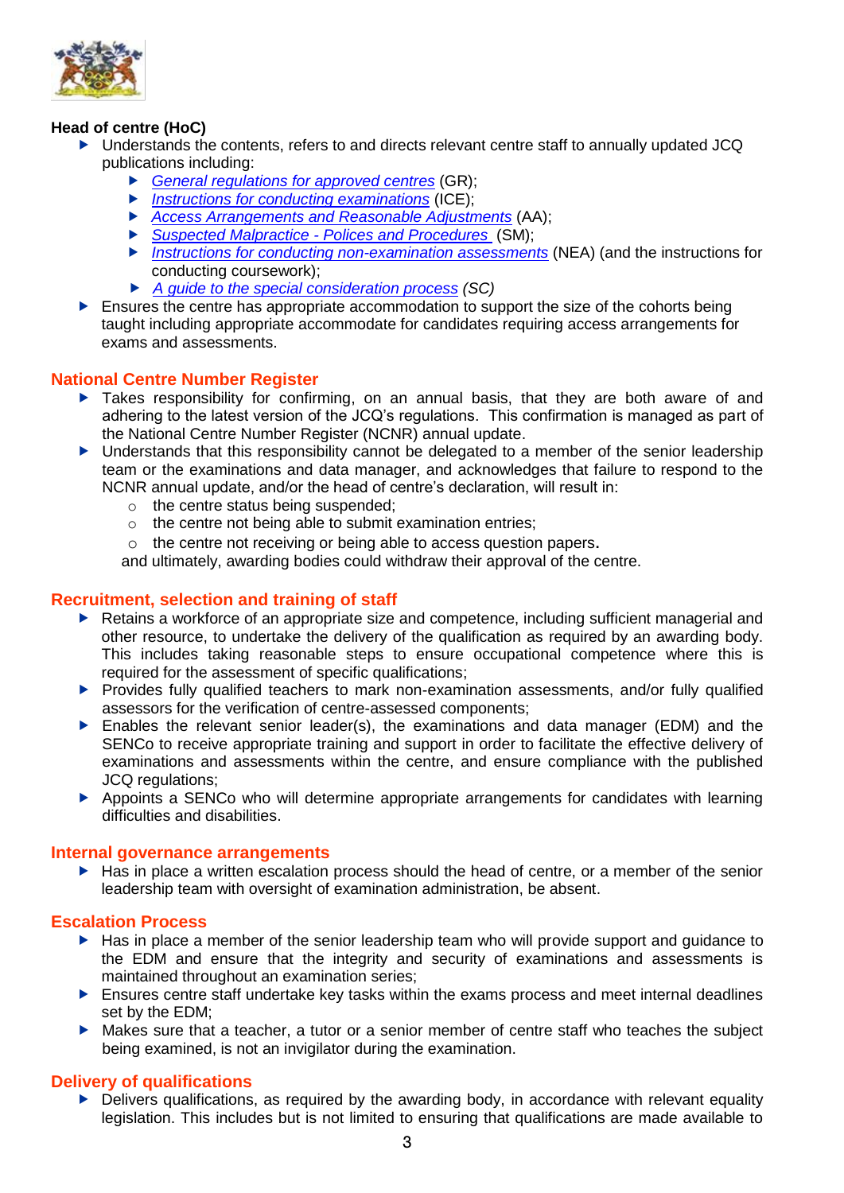**Head of centre (HoC)**

- Understands the contents, refers to and directs relevant centre staff to annually updated JCQ publications including:
  - *General regulations for approved centres* (GR);
  - *Instructions for conducting examinations* (ICE);
  - *Access Arrangements and Reasonable Adjustments* (AA);
  - *Suspected Malpractice - Polices and Procedures* (SM);
  - *Instructions for conducting non-examination assessments* (NEA) (and the instructions for conducting coursework);
  - *A guide to the special consideration process (SC)*
- Ensures the centre has appropriate accommodation to support the size of the cohorts being taught including appropriate accommodate for candidates requiring access arrangements for exams and assessments.

## National Centre Number Register

- Takes responsibility for confirming, on an annual basis, that they are both aware of and adhering to the latest version of the JCQ's regulations. This confirmation is managed as part of the National Centre Number Register (NCNR) annual update.
- Understands that this responsibility cannot be delegated to a member of the senior leadership team or the examinations and data manager, and acknowledges that failure to respond to the NCNR annual update, and/or the head of centre's declaration, will result in:
  - the centre status being suspended;
  - the centre not being able to submit examination entries;
  - the centre not receiving or being able to access question papers.

  and ultimately, awarding bodies could withdraw their approval of the centre.

## Recruitment, selection and training of staff

- Retains a workforce of an appropriate size and competence, including sufficient managerial and other resource, to undertake the delivery of the qualification as required by an awarding body. This includes taking reasonable steps to ensure occupational competence where this is required for the assessment of specific qualifications;
- Provides fully qualified teachers to mark non-examination assessments, and/or fully qualified assessors for the verification of centre-assessed components;
- Enables the relevant senior leader(s), the examinations and data manager (EDM) and the SENCo to receive appropriate training and support in order to facilitate the effective delivery of examinations and assessments within the centre, and ensure compliance with the published JCQ regulations;
- Appoints a SENCo who will determine appropriate arrangements for candidates with learning difficulties and disabilities.

## Internal governance arrangements

- Has in place a written escalation process should the head of centre, or a member of the senior leadership team with oversight of examination administration, be absent.

## Escalation Process

- Has in place a member of the senior leadership team who will provide support and guidance to the EDM and ensure that the integrity and security of examinations and assessments is maintained throughout an examination series;
- Ensures centre staff undertake key tasks within the exams process and meet internal deadlines set by the EDM;
- Makes sure that a teacher, a tutor or a senior member of centre staff who teaches the subject being examined, is not an invigilator during the examination.

## Delivery of qualifications

- Delivers qualifications, as required by the awarding body, in accordance with relevant equality legislation. This includes but is not limited to ensuring that qualifications are made available to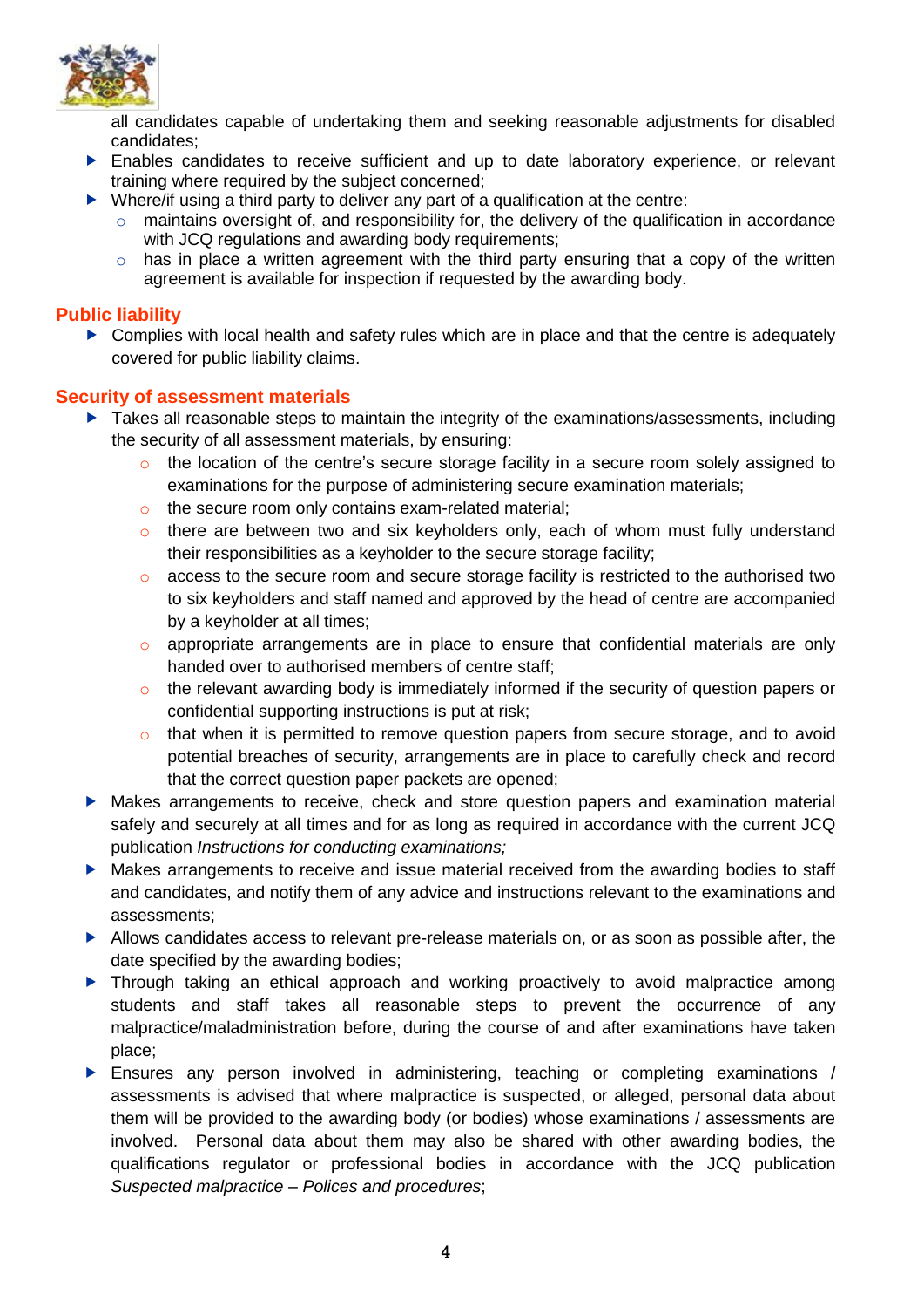all candidates capable of undertaking them and seeking reasonable adjustments for disabled candidates;

- Enables candidates to receive sufficient and up to date laboratory experience, or relevant training where required by the subject concerned;
- Where/if using a third party to deliver any part of a qualification at the centre:
  - maintains oversight of, and responsibility for, the delivery of the qualification in accordance with JCQ regulations and awarding body requirements;
  - has in place a written agreement with the third party ensuring that a copy of the written agreement is available for inspection if requested by the awarding body.

## Public liability

- Complies with local health and safety rules which are in place and that the centre is adequately covered for public liability claims.

## Security of assessment materials

- Takes all reasonable steps to maintain the integrity of the examinations/assessments, including the security of all assessment materials, by ensuring:
  - the location of the centre's secure storage facility in a secure room solely assigned to examinations for the purpose of administering secure examination materials;
  - the secure room only contains exam-related material;
  - there are between two and six keyholders only, each of whom must fully understand their responsibilities as a keyholder to the secure storage facility;
  - access to the secure room and secure storage facility is restricted to the authorised two to six keyholders and staff named and approved by the head of centre are accompanied by a keyholder at all times;
  - appropriate arrangements are in place to ensure that confidential materials are only handed over to authorised members of centre staff;
  - the relevant awarding body is immediately informed if the security of question papers or confidential supporting instructions is put at risk;
  - that when it is permitted to remove question papers from secure storage, and to avoid potential breaches of security, arrangements are in place to carefully check and record that the correct question paper packets are opened;
- Makes arrangements to receive, check and store question papers and examination material safely and securely at all times and for as long as required in accordance with the current JCQ publication *Instructions for conducting examinations;*
- Makes arrangements to receive and issue material received from the awarding bodies to staff and candidates, and notify them of any advice and instructions relevant to the examinations and assessments;
- Allows candidates access to relevant pre-release materials on, or as soon as possible after, the date specified by the awarding bodies;
- Through taking an ethical approach and working proactively to avoid malpractice among students and staff takes all reasonable steps to prevent the occurrence of any malpractice/maladministration before, during the course of and after examinations have taken place;
- Ensures any person involved in administering, teaching or completing examinations / assessments is advised that where malpractice is suspected, or alleged, personal data about them will be provided to the awarding body (or bodies) whose examinations / assessments are involved. Personal data about them may also be shared with other awarding bodies, the qualifications regulator or professional bodies in accordance with the JCQ publication *Suspected malpractice – Polices and procedures*;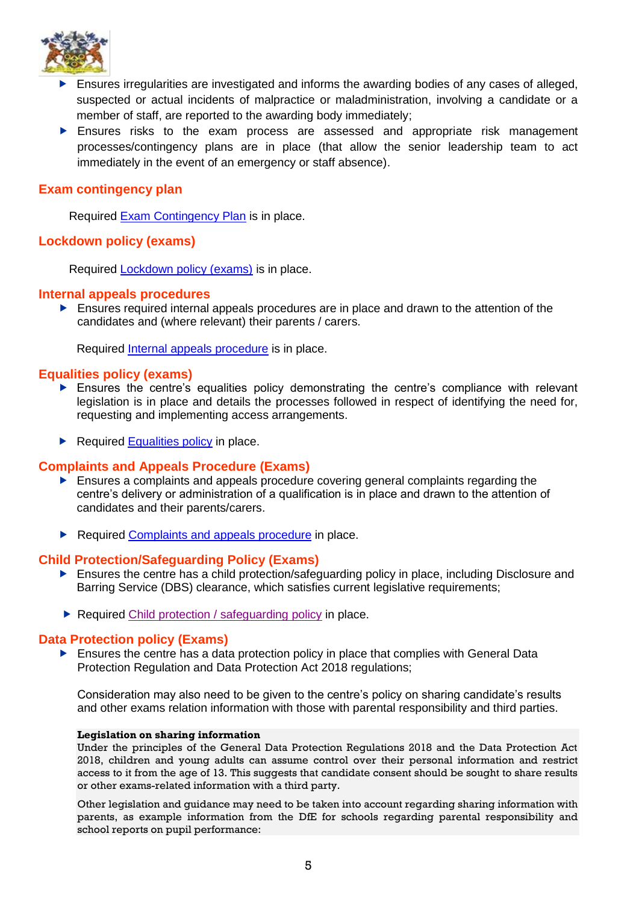- Ensures irregularities are investigated and informs the awarding bodies of any cases of alleged, suspected or actual incidents of malpractice or maladministration, involving a candidate or a member of staff, are reported to the awarding body immediately;
- Ensures risks to the exam process are assessed and appropriate risk management processes/contingency plans are in place (that allow the senior leadership team to act immediately in the event of an emergency or staff absence).

## Exam contingency plan

Required Exam Contingency Plan is in place.

## Lockdown policy (exams)

Required Lockdown policy (exams) is in place.

## Internal appeals procedures

- Ensures required internal appeals procedures are in place and drawn to the attention of the candidates and (where relevant) their parents / carers.

Required Internal appeals procedure is in place.

## Equalities policy (exams)

- Ensures the centre's equalities policy demonstrating the centre's compliance with relevant legislation is in place and details the processes followed in respect of identifying the need for, requesting and implementing access arrangements.
- Required Equalities policy in place.

## Complaints and Appeals Procedure (Exams)

- Ensures a complaints and appeals procedure covering general complaints regarding the centre's delivery or administration of a qualification is in place and drawn to the attention of candidates and their parents/carers.
- Required Complaints and appeals procedure in place.

## Child Protection/Safeguarding Policy (Exams)

- Ensures the centre has a child protection/safeguarding policy in place, including Disclosure and Barring Service (DBS) clearance, which satisfies current legislative requirements;
- Required Child protection / safeguarding policy in place.

## Data Protection policy (Exams)

- Ensures the centre has a data protection policy in place that complies with General Data Protection Regulation and Data Protection Act 2018 regulations;

Consideration may also need to be given to the centre's policy on sharing candidate's results and other exams relation information with those with parental responsibility and third parties.

**Legislation on sharing information**
Under the principles of the General Data Protection Regulations 2018 and the Data Protection Act 2018, children and young adults can assume control over their personal information and restrict access to it from the age of 13. This suggests that candidate consent should be sought to share results or other exams-related information with a third party.

Other legislation and guidance may need to be taken into account regarding sharing information with parents, as example information from the DfE for schools regarding parental responsibility and school reports on pupil performance: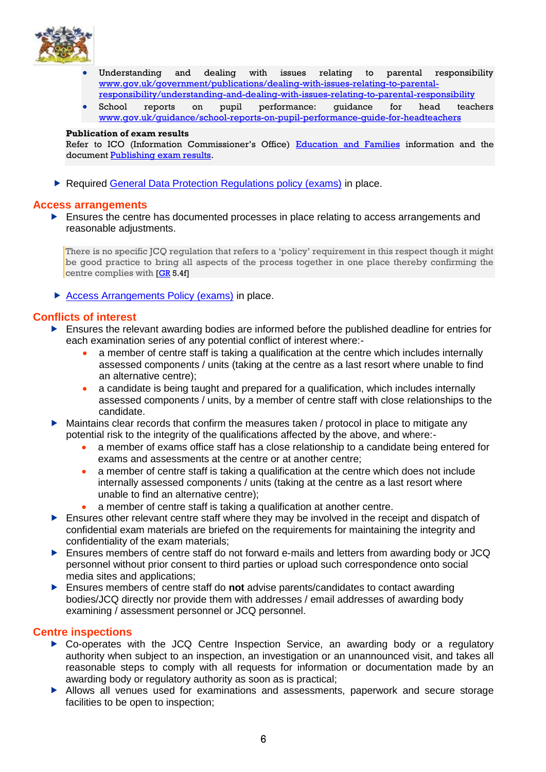- Understanding and dealing with issues relating to parental responsibility [www.gov.uk/government/publications/dealing-with-issues-relating-to-parental-responsibility/understanding-and-dealing-with-issues-relating-to-parental-responsibility](www.gov.uk/government/publications/dealing-with-issues-relating-to-parental-responsibility/understanding-and-dealing-with-issues-relating-to-parental-responsibility)
- School reports on pupil performance: guidance for head teachers [www.gov.uk/guidance/school-reports-on-pupil-performance-guide-for-headteachers](www.gov.uk/guidance/school-reports-on-pupil-performance-guide-for-headteachers)

**Publication of exam results**
Refer to ICO (Information Commissioner's Office) Education and Families information and the document Publishing exam results.

- Required General Data Protection Regulations policy (exams) in place.

## Access arrangements

- Ensures the centre has documented processes in place relating to access arrangements and reasonable adjustments.

There is no specific JCQ regulation that refers to a 'policy' requirement in this respect though it might be good practice to bring all aspects of the process together in one place thereby confirming the centre complies with [GR 5.4f]

- Access Arrangements Policy (exams) in place.

## Conflicts of interest

- Ensures the relevant awarding bodies are informed before the published deadline for entries for each examination series of any potential conflict of interest where:-
  - a member of centre staff is taking a qualification at the centre which includes internally assessed components / units (taking at the centre as a last resort where unable to find an alternative centre);
  - a candidate is being taught and prepared for a qualification, which includes internally assessed components / units, by a member of centre staff with close relationships to the candidate.
- Maintains clear records that confirm the measures taken / protocol in place to mitigate any potential risk to the integrity of the qualifications affected by the above, and where:-
  - a member of exams office staff has a close relationship to a candidate being entered for exams and assessments at the centre or at another centre;
  - a member of centre staff is taking a qualification at the centre which does not include internally assessed components / units (taking at the centre as a last resort where unable to find an alternative centre);
  - a member of centre staff is taking a qualification at another centre.
- Ensures other relevant centre staff where they may be involved in the receipt and dispatch of confidential exam materials are briefed on the requirements for maintaining the integrity and confidentiality of the exam materials;
- Ensures members of centre staff do not forward e-mails and letters from awarding body or JCQ personnel without prior consent to third parties or upload such correspondence onto social media sites and applications;
- Ensures members of centre staff do **not** advise parents/candidates to contact awarding bodies/JCQ directly nor provide them with addresses / email addresses of awarding body examining / assessment personnel or JCQ personnel.

## Centre inspections

- Co-operates with the JCQ Centre Inspection Service, an awarding body or a regulatory authority when subject to an inspection, an investigation or an unannounced visit, and takes all reasonable steps to comply with all requests for information or documentation made by an awarding body or regulatory authority as soon as is practical;
- Allows all venues used for examinations and assessments, paperwork and secure storage facilities to be open to inspection;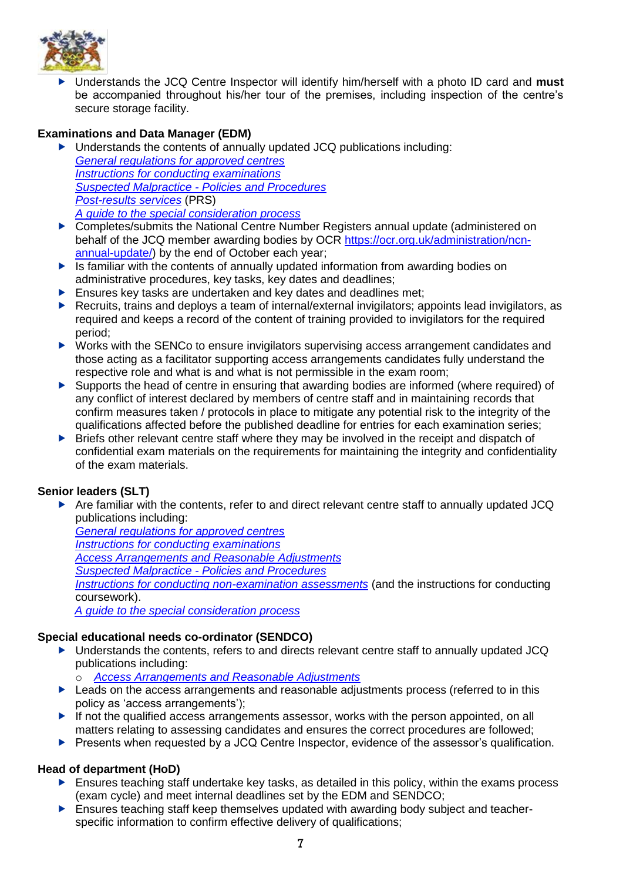- Understands the JCQ Centre Inspector will identify him/herself with a photo ID card and **must** be accompanied throughout his/her tour of the premises, including inspection of the centre's secure storage facility.

**Examinations and Data Manager (EDM)**

- Understands the contents of annually updated JCQ publications including:
  *General regulations for approved centres*
  *Instructions for conducting examinations*
  *Suspected Malpractice - Policies and Procedures*
  *Post-results services* (PRS)
  *A guide to the special consideration process*
- Completes/submits the National Centre Number Registers annual update (administered on behalf of the JCQ member awarding bodies by OCR https://ocr.org.uk/administration/ncn-annual-update/) by the end of October each year;
- Is familiar with the contents of annually updated information from awarding bodies on administrative procedures, key tasks, key dates and deadlines;
- Ensures key tasks are undertaken and key dates and deadlines met;
- Recruits, trains and deploys a team of internal/external invigilators; appoints lead invigilators, as required and keeps a record of the content of training provided to invigilators for the required period;
- Works with the SENCo to ensure invigilators supervising access arrangement candidates and those acting as a facilitator supporting access arrangements candidates fully understand the respective role and what is and what is not permissible in the exam room;
- Supports the head of centre in ensuring that awarding bodies are informed (where required) of any conflict of interest declared by members of centre staff and in maintaining records that confirm measures taken / protocols in place to mitigate any potential risk to the integrity of the qualifications affected before the published deadline for entries for each examination series;
- Briefs other relevant centre staff where they may be involved in the receipt and dispatch of confidential exam materials on the requirements for maintaining the integrity and confidentiality of the exam materials.

**Senior leaders (SLT)**

- Are familiar with the contents, refer to and direct relevant centre staff to annually updated JCQ publications including:
  *General regulations for approved centres*
  *Instructions for conducting examinations*
  *Access Arrangements and Reasonable Adjustments*
  *Suspected Malpractice - Policies and Procedures*
  *Instructions for conducting non-examination assessments* (and the instructions for conducting coursework).
  *A guide to the special consideration process*

**Special educational needs co-ordinator (SENDCO)**

- Understands the contents, refers to and directs relevant centre staff to annually updated JCQ publications including:
  - *Access Arrangements and Reasonable Adjustments*
- Leads on the access arrangements and reasonable adjustments process (referred to in this policy as 'access arrangements');
- If not the qualified access arrangements assessor, works with the person appointed, on all matters relating to assessing candidates and ensures the correct procedures are followed;
- Presents when requested by a JCQ Centre Inspector, evidence of the assessor's qualification.

**Head of department (HoD)**

- Ensures teaching staff undertake key tasks, as detailed in this policy, within the exams process (exam cycle) and meet internal deadlines set by the EDM and SENDCO;
- Ensures teaching staff keep themselves updated with awarding body subject and teacher-specific information to confirm effective delivery of qualifications;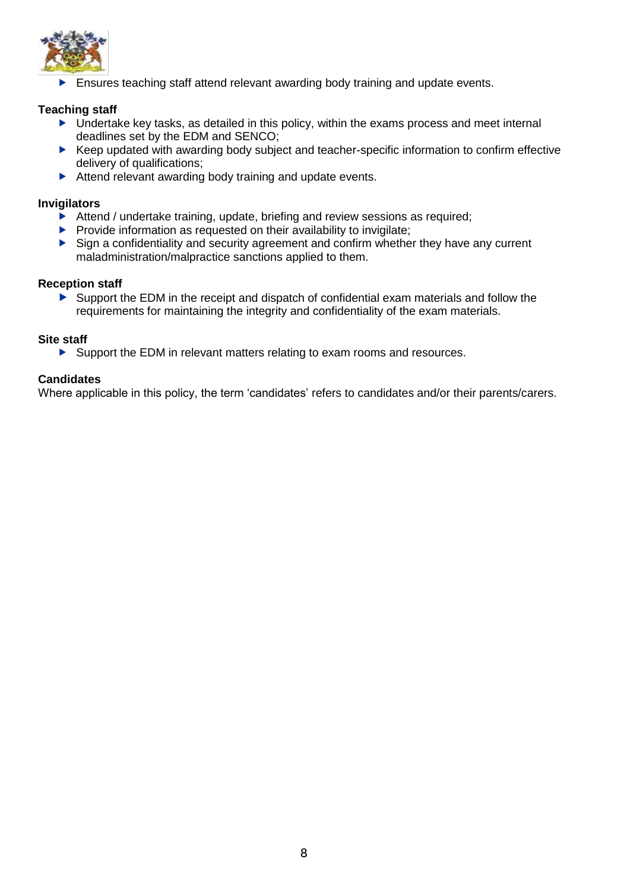- Ensures teaching staff attend relevant awarding body training and update events.

**Teaching staff**

- Undertake key tasks, as detailed in this policy, within the exams process and meet internal deadlines set by the EDM and SENCO;
- Keep updated with awarding body subject and teacher-specific information to confirm effective delivery of qualifications;
- Attend relevant awarding body training and update events.

**Invigilators**

- Attend / undertake training, update, briefing and review sessions as required;
- Provide information as requested on their availability to invigilate;
- Sign a confidentiality and security agreement and confirm whether they have any current maladministration/malpractice sanctions applied to them.

**Reception staff**

- Support the EDM in the receipt and dispatch of confidential exam materials and follow the requirements for maintaining the integrity and confidentiality of the exam materials.

**Site staff**

- Support the EDM in relevant matters relating to exam rooms and resources.

**Candidates**

Where applicable in this policy, the term 'candidates' refers to candidates and/or their parents/carers.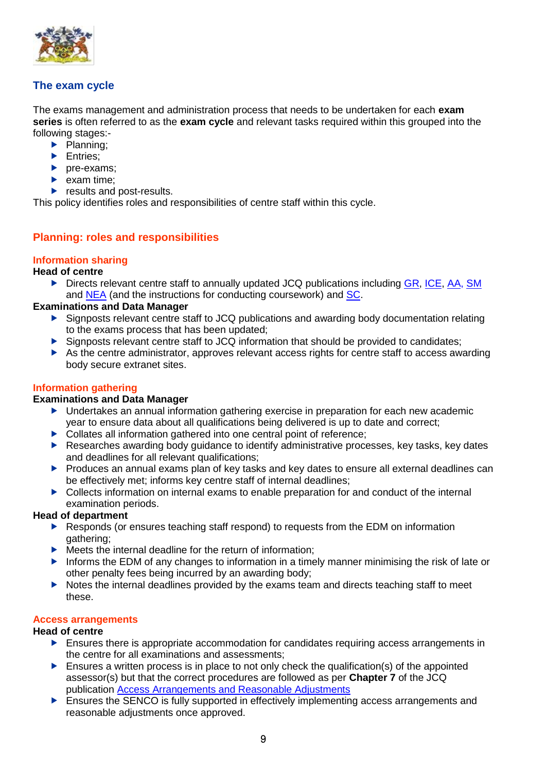## The exam cycle

The exams management and administration process that needs to be undertaken for each **exam series** is often referred to as the **exam cycle** and relevant tasks required within this grouped into the following stages:-

- Planning;
- Entries;
- pre-exams;
- exam time;
- results and post-results.

This policy identifies roles and responsibilities of centre staff within this cycle.

## Planning: roles and responsibilities

### Information sharing

**Head of centre**

- Directs relevant centre staff to annually updated JCQ publications including [GR](), [ICE](), [AA](), [SM]() and [NEA]() (and the instructions for conducting coursework) and [SC]().

**Examinations and Data Manager**

- Signposts relevant centre staff to JCQ publications and awarding body documentation relating to the exams process that has been updated;
- Signposts relevant centre staff to JCQ information that should be provided to candidates;
- As the centre administrator, approves relevant access rights for centre staff to access awarding body secure extranet sites.

### Information gathering

**Examinations and Data Manager**

- Undertakes an annual information gathering exercise in preparation for each new academic year to ensure data about all qualifications being delivered is up to date and correct;
- Collates all information gathered into one central point of reference;
- Researches awarding body guidance to identify administrative processes, key tasks, key dates and deadlines for all relevant qualifications;
- Produces an annual exams plan of key tasks and key dates to ensure all external deadlines can be effectively met; informs key centre staff of internal deadlines;
- Collects information on internal exams to enable preparation for and conduct of the internal examination periods.

**Head of department**

- Responds (or ensures teaching staff respond) to requests from the EDM on information gathering;
- Meets the internal deadline for the return of information;
- Informs the EDM of any changes to information in a timely manner minimising the risk of late or other penalty fees being incurred by an awarding body;
- Notes the internal deadlines provided by the exams team and directs teaching staff to meet these.

### Access arrangements

**Head of centre**

- Ensures there is appropriate accommodation for candidates requiring access arrangements in the centre for all examinations and assessments;
- Ensures a written process is in place to not only check the qualification(s) of the appointed assessor(s) but that the correct procedures are followed as per **Chapter 7** of the JCQ publication [Access Arrangements and Reasonable Adjustments]()
- Ensures the SENCO is fully supported in effectively implementing access arrangements and reasonable adjustments once approved.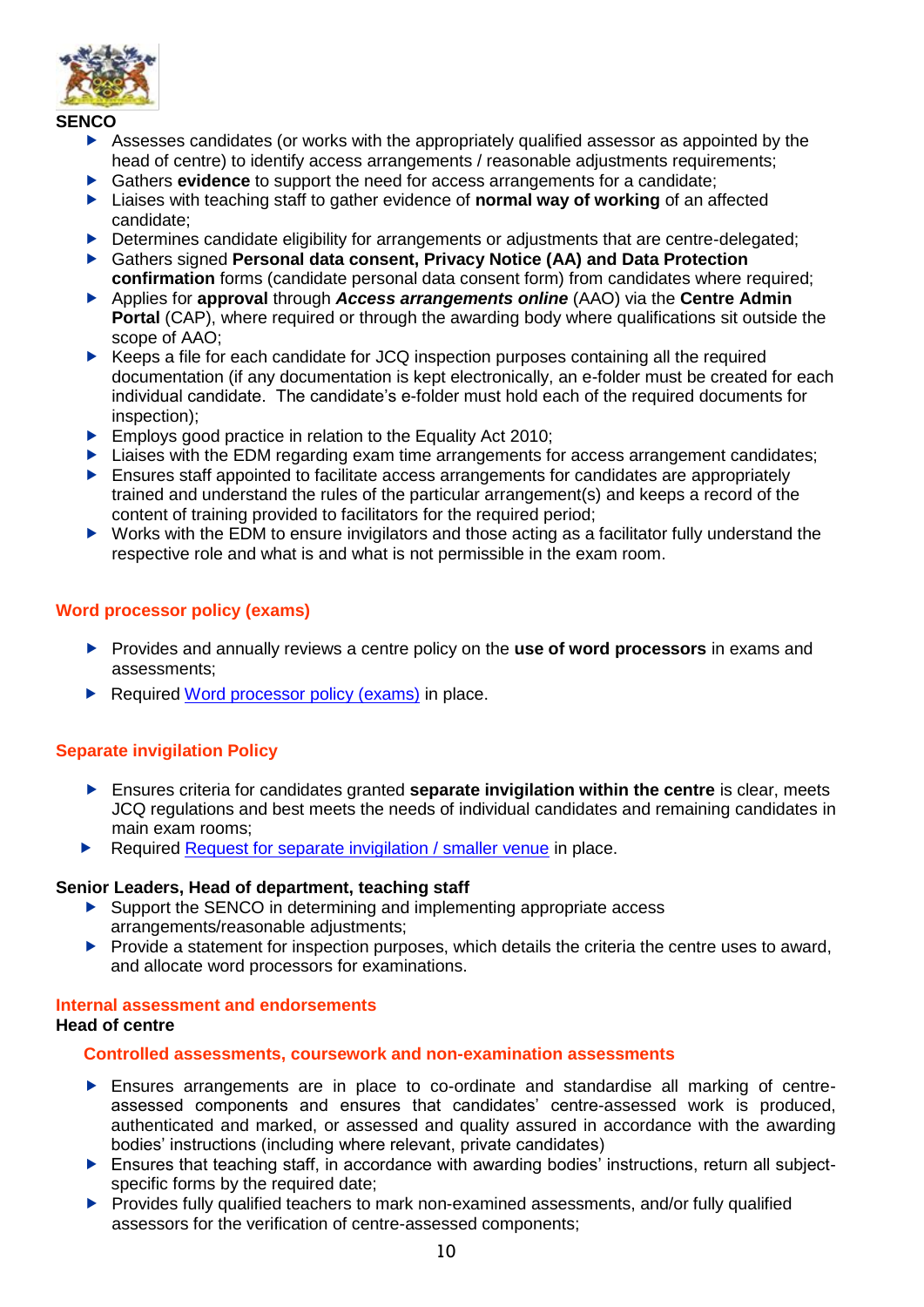**SENCO**

- Assesses candidates (or works with the appropriately qualified assessor as appointed by the head of centre) to identify access arrangements / reasonable adjustments requirements;
- Gathers **evidence** to support the need for access arrangements for a candidate;
- Liaises with teaching staff to gather evidence of **normal way of working** of an affected candidate;
- Determines candidate eligibility for arrangements or adjustments that are centre-delegated;
- Gathers signed **Personal data consent, Privacy Notice (AA) and Data Protection confirmation** forms (candidate personal data consent form) from candidates where required;
- Applies for **approval** through ***Access arrangements online*** (AAO) via the **Centre Admin Portal** (CAP), where required or through the awarding body where qualifications sit outside the scope of AAO;
- Keeps a file for each candidate for JCQ inspection purposes containing all the required documentation (if any documentation is kept electronically, an e-folder must be created for each individual candidate. The candidate's e-folder must hold each of the required documents for inspection);
- Employs good practice in relation to the Equality Act 2010;
- Liaises with the EDM regarding exam time arrangements for access arrangement candidates;
- Ensures staff appointed to facilitate access arrangements for candidates are appropriately trained and understand the rules of the particular arrangement(s) and keeps a record of the content of training provided to facilitators for the required period;
- Works with the EDM to ensure invigilators and those acting as a facilitator fully understand the respective role and what is and what is not permissible in the exam room.

### Word processor policy (exams)

- Provides and annually reviews a centre policy on the **use of word processors** in exams and assessments;
- Required Word processor policy (exams) in place.

### Separate invigilation Policy

- Ensures criteria for candidates granted **separate invigilation within the centre** is clear, meets JCQ regulations and best meets the needs of individual candidates and remaining candidates in main exam rooms;
- Required Request for separate invigilation / smaller venue in place.

**Senior Leaders, Head of department, teaching staff**

- Support the SENCO in determining and implementing appropriate access arrangements/reasonable adjustments;
- Provide a statement for inspection purposes, which details the criteria the centre uses to award, and allocate word processors for examinations.

## Internal assessment and endorsements

**Head of centre**

### Controlled assessments, coursework and non-examination assessments

- Ensures arrangements are in place to co-ordinate and standardise all marking of centre-assessed components and ensures that candidates' centre-assessed work is produced, authenticated and marked, or assessed and quality assured in accordance with the awarding bodies' instructions (including where relevant, private candidates)
- Ensures that teaching staff, in accordance with awarding bodies' instructions, return all subject-specific forms by the required date;
- Provides fully qualified teachers to mark non-examined assessments, and/or fully qualified assessors for the verification of centre-assessed components;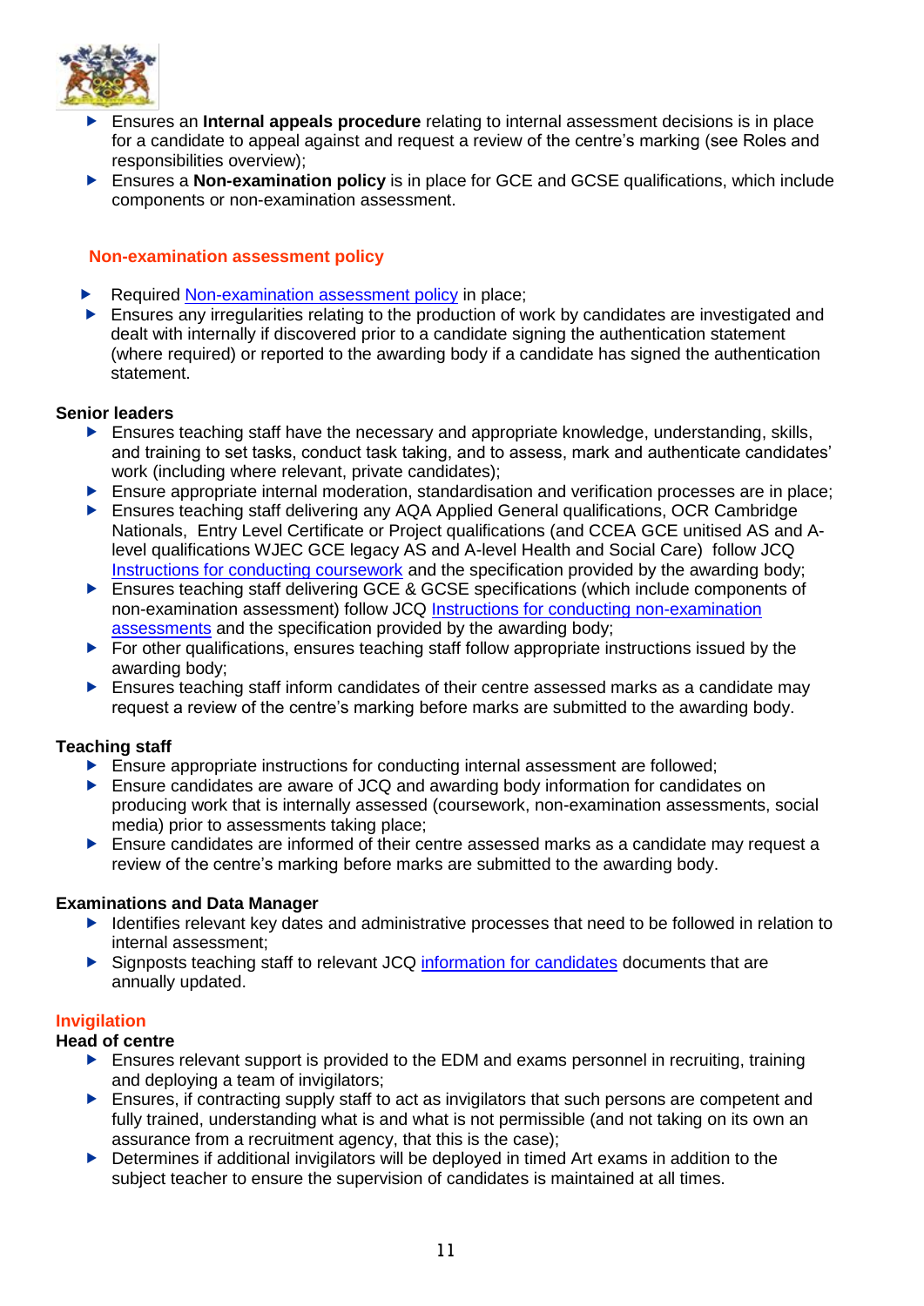- Ensures an **Internal appeals procedure** relating to internal assessment decisions is in place for a candidate to appeal against and request a review of the centre's marking (see Roles and responsibilities overview);
- Ensures a **Non-examination policy** is in place for GCE and GCSE qualifications, which include components or non-examination assessment.

### Non-examination assessment policy

- Required [Non-examination assessment policy]() in place;
- Ensures any irregularities relating to the production of work by candidates are investigated and dealt with internally if discovered prior to a candidate signing the authentication statement (where required) or reported to the awarding body if a candidate has signed the authentication statement.

**Senior leaders**

- Ensures teaching staff have the necessary and appropriate knowledge, understanding, skills, and training to set tasks, conduct task taking, and to assess, mark and authenticate candidates' work (including where relevant, private candidates);
- Ensure appropriate internal moderation, standardisation and verification processes are in place;
- Ensures teaching staff delivering any AQA Applied General qualifications, OCR Cambridge Nationals, Entry Level Certificate or Project qualifications (and CCEA GCE unitised AS and A-level qualifications WJEC GCE legacy AS and A-level Health and Social Care) follow JCQ [Instructions for conducting coursework]() and the specification provided by the awarding body;
- Ensures teaching staff delivering GCE & GCSE specifications (which include components of non-examination assessment) follow JCQ [Instructions for conducting non-examination assessments]() and the specification provided by the awarding body;
- For other qualifications, ensures teaching staff follow appropriate instructions issued by the awarding body;
- Ensures teaching staff inform candidates of their centre assessed marks as a candidate may request a review of the centre's marking before marks are submitted to the awarding body.

**Teaching staff**

- Ensure appropriate instructions for conducting internal assessment are followed;
- Ensure candidates are aware of JCQ and awarding body information for candidates on producing work that is internally assessed (coursework, non-examination assessments, social media) prior to assessments taking place;
- Ensure candidates are informed of their centre assessed marks as a candidate may request a review of the centre's marking before marks are submitted to the awarding body.

**Examinations and Data Manager**

- Identifies relevant key dates and administrative processes that need to be followed in relation to internal assessment;
- Signposts teaching staff to relevant JCQ [information for candidates]() documents that are annually updated.

### Invigilation

**Head of centre**

- Ensures relevant support is provided to the EDM and exams personnel in recruiting, training and deploying a team of invigilators;
- Ensures, if contracting supply staff to act as invigilators that such persons are competent and fully trained, understanding what is and what is not permissible (and not taking on its own an assurance from a recruitment agency, that this is the case);
- Determines if additional invigilators will be deployed in timed Art exams in addition to the subject teacher to ensure the supervision of candidates is maintained at all times.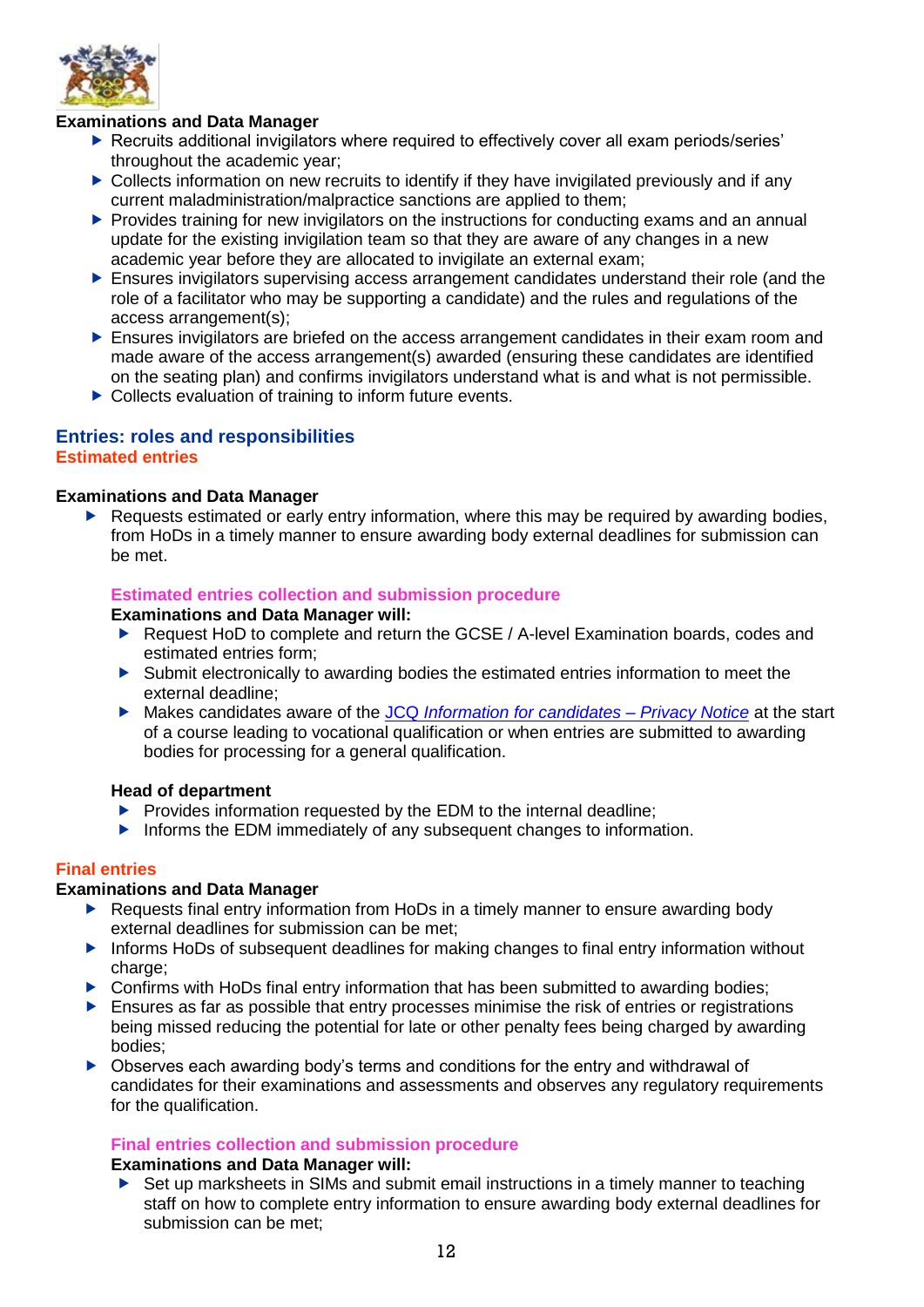**Examinations and Data Manager**

- Recruits additional invigilators where required to effectively cover all exam periods/series' throughout the academic year;
- Collects information on new recruits to identify if they have invigilated previously and if any current maladministration/malpractice sanctions are applied to them;
- Provides training for new invigilators on the instructions for conducting exams and an annual update for the existing invigilation team so that they are aware of any changes in a new academic year before they are allocated to invigilate an external exam;
- Ensures invigilators supervising access arrangement candidates understand their role (and the role of a facilitator who may be supporting a candidate) and the rules and regulations of the access arrangement(s);
- Ensures invigilators are briefed on the access arrangement candidates in their exam room and made aware of the access arrangement(s) awarded (ensuring these candidates are identified on the seating plan) and confirms invigilators understand what is and what is not permissible.
- Collects evaluation of training to inform future events.

## Entries: roles and responsibilities

### Estimated entries

**Examinations and Data Manager**

- Requests estimated or early entry information, where this may be required by awarding bodies, from HoDs in a timely manner to ensure awarding body external deadlines for submission can be met.

#### Estimated entries collection and submission procedure

**Examinations and Data Manager will:**

- Request HoD to complete and return the GCSE / A-level Examination boards, codes and estimated entries form;
- Submit electronically to awarding bodies the estimated entries information to meet the external deadline;
- Makes candidates aware of the JCQ *Information for candidates – Privacy Notice* at the start of a course leading to vocational qualification or when entries are submitted to awarding bodies for processing for a general qualification.

**Head of department**

- Provides information requested by the EDM to the internal deadline;
- Informs the EDM immediately of any subsequent changes to information.

### Final entries

**Examinations and Data Manager**

- Requests final entry information from HoDs in a timely manner to ensure awarding body external deadlines for submission can be met;
- Informs HoDs of subsequent deadlines for making changes to final entry information without charge;
- Confirms with HoDs final entry information that has been submitted to awarding bodies;
- Ensures as far as possible that entry processes minimise the risk of entries or registrations being missed reducing the potential for late or other penalty fees being charged by awarding bodies;
- Observes each awarding body's terms and conditions for the entry and withdrawal of candidates for their examinations and assessments and observes any regulatory requirements for the qualification.

#### Final entries collection and submission procedure

**Examinations and Data Manager will:**

- Set up marksheets in SIMs and submit email instructions in a timely manner to teaching staff on how to complete entry information to ensure awarding body external deadlines for submission can be met;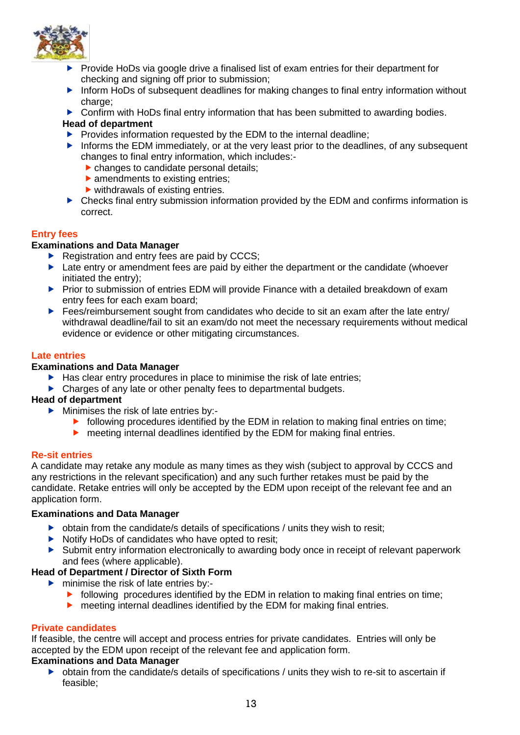- Provide HoDs via google drive a finalised list of exam entries for their department for checking and signing off prior to submission;
- Inform HoDs of subsequent deadlines for making changes to final entry information without charge;
- Confirm with HoDs final entry information that has been submitted to awarding bodies.

**Head of department**

- Provides information requested by the EDM to the internal deadline;
- Informs the EDM immediately, or at the very least prior to the deadlines, of any subsequent changes to final entry information, which includes:-
  - changes to candidate personal details;
  - amendments to existing entries;
  - withdrawals of existing entries.
- Checks final entry submission information provided by the EDM and confirms information is correct.

## Entry fees

**Examinations and Data Manager**

- Registration and entry fees are paid by CCCS;
- Late entry or amendment fees are paid by either the department or the candidate (whoever initiated the entry);
- Prior to submission of entries EDM will provide Finance with a detailed breakdown of exam entry fees for each exam board;
- Fees/reimbursement sought from candidates who decide to sit an exam after the late entry/ withdrawal deadline/fail to sit an exam/do not meet the necessary requirements without medical evidence or evidence or other mitigating circumstances.

## Late entries

**Examinations and Data Manager**

- Has clear entry procedures in place to minimise the risk of late entries;
- Charges of any late or other penalty fees to departmental budgets.

**Head of department**

- Minimises the risk of late entries by:-
  - following procedures identified by the EDM in relation to making final entries on time;
  - meeting internal deadlines identified by the EDM for making final entries.

## Re-sit entries

A candidate may retake any module as many times as they wish (subject to approval by CCCS and any restrictions in the relevant specification) and any such further retakes must be paid by the candidate. Retake entries will only be accepted by the EDM upon receipt of the relevant fee and an application form.

**Examinations and Data Manager**

- obtain from the candidate/s details of specifications / units they wish to resit;
- Notify HoDs of candidates who have opted to resit;
- Submit entry information electronically to awarding body once in receipt of relevant paperwork and fees (where applicable).

**Head of Department / Director of Sixth Form**

- minimise the risk of late entries by:-
  - following procedures identified by the EDM in relation to making final entries on time;
  - meeting internal deadlines identified by the EDM for making final entries.

## Private candidates

If feasible, the centre will accept and process entries for private candidates. Entries will only be accepted by the EDM upon receipt of the relevant fee and application form.

**Examinations and Data Manager**

- obtain from the candidate/s details of specifications / units they wish to re-sit to ascertain if feasible;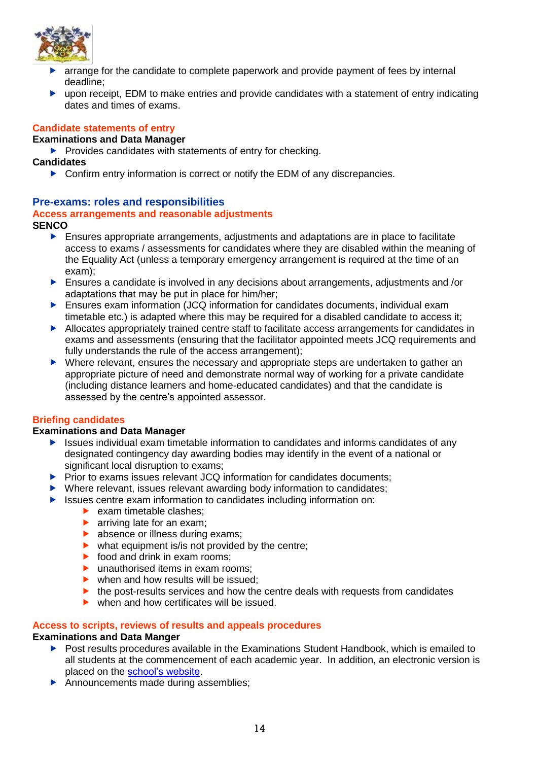- arrange for the candidate to complete paperwork and provide payment of fees by internal deadline;
- upon receipt, EDM to make entries and provide candidates with a statement of entry indicating dates and times of exams.

### Candidate statements of entry

**Examinations and Data Manager**

- Provides candidates with statements of entry for checking.

**Candidates**

- Confirm entry information is correct or notify the EDM of any discrepancies.

## Pre-exams: roles and responsibilities

### Access arrangements and reasonable adjustments

**SENCO**

- Ensures appropriate arrangements, adjustments and adaptations are in place to facilitate access to exams / assessments for candidates where they are disabled within the meaning of the Equality Act (unless a temporary emergency arrangement is required at the time of an exam);
- Ensures a candidate is involved in any decisions about arrangements, adjustments and /or adaptations that may be put in place for him/her;
- Ensures exam information (JCQ information for candidates documents, individual exam timetable etc.) is adapted where this may be required for a disabled candidate to access it;
- Allocates appropriately trained centre staff to facilitate access arrangements for candidates in exams and assessments (ensuring that the facilitator appointed meets JCQ requirements and fully understands the rule of the access arrangement);
- Where relevant, ensures the necessary and appropriate steps are undertaken to gather an appropriate picture of need and demonstrate normal way of working for a private candidate (including distance learners and home-educated candidates) and that the candidate is assessed by the centre's appointed assessor.

### Briefing candidates

**Examinations and Data Manager**

- Issues individual exam timetable information to candidates and informs candidates of any designated contingency day awarding bodies may identify in the event of a national or significant local disruption to exams;
- Prior to exams issues relevant JCQ information for candidates documents;
- Where relevant, issues relevant awarding body information to candidates;
- Issues centre exam information to candidates including information on:
  - exam timetable clashes;
  - arriving late for an exam;
  - absence or illness during exams;
  - what equipment is/is not provided by the centre;
  - food and drink in exam rooms;
  - unauthorised items in exam rooms;
  - when and how results will be issued;
  - the post-results services and how the centre deals with requests from candidates
  - when and how certificates will be issued.

### Access to scripts, reviews of results and appeals procedures

**Examinations and Data Manger**

- Post results procedures available in the Examinations Student Handbook, which is emailed to all students at the commencement of each academic year. In addition, an electronic version is placed on the [school's website](school's website).
- Announcements made during assemblies;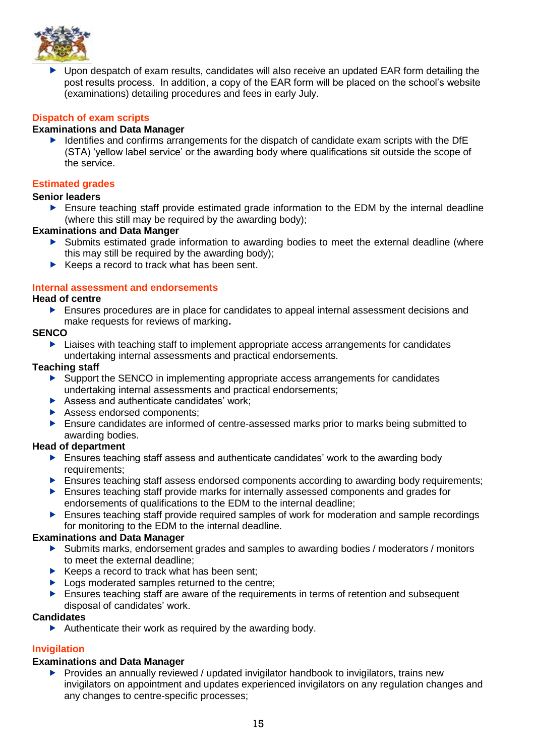- Upon despatch of exam results, candidates will also receive an updated EAR form detailing the post results process. In addition, a copy of the EAR form will be placed on the school's website (examinations) detailing procedures and fees in early July.

## Dispatch of exam scripts

**Examinations and Data Manager**

- Identifies and confirms arrangements for the dispatch of candidate exam scripts with the DfE (STA) 'yellow label service' or the awarding body where qualifications sit outside the scope of the service.

## Estimated grades

**Senior leaders**

- Ensure teaching staff provide estimated grade information to the EDM by the internal deadline (where this still may be required by the awarding body);

**Examinations and Data Manger**

- Submits estimated grade information to awarding bodies to meet the external deadline (where this may still be required by the awarding body);
- Keeps a record to track what has been sent.

## Internal assessment and endorsements

**Head of centre**

- Ensures procedures are in place for candidates to appeal internal assessment decisions and make requests for reviews of marking**.**

**SENCO**

- Liaises with teaching staff to implement appropriate access arrangements for candidates undertaking internal assessments and practical endorsements.

**Teaching staff**

- Support the SENCO in implementing appropriate access arrangements for candidates undertaking internal assessments and practical endorsements;
- Assess and authenticate candidates' work;
- Assess endorsed components;
- Ensure candidates are informed of centre-assessed marks prior to marks being submitted to awarding bodies.

**Head of department**

- Ensures teaching staff assess and authenticate candidates' work to the awarding body requirements;
- Ensures teaching staff assess endorsed components according to awarding body requirements;
- Ensures teaching staff provide marks for internally assessed components and grades for endorsements of qualifications to the EDM to the internal deadline;
- Ensures teaching staff provide required samples of work for moderation and sample recordings for monitoring to the EDM to the internal deadline.

**Examinations and Data Manager**

- Submits marks, endorsement grades and samples to awarding bodies / moderators / monitors to meet the external deadline;
- Keeps a record to track what has been sent;
- Logs moderated samples returned to the centre;
- Ensures teaching staff are aware of the requirements in terms of retention and subsequent disposal of candidates' work.

**Candidates**

- Authenticate their work as required by the awarding body.

## Invigilation

**Examinations and Data Manager**

- Provides an annually reviewed / updated invigilator handbook to invigilators, trains new invigilators on appointment and updates experienced invigilators on any regulation changes and any changes to centre-specific processes;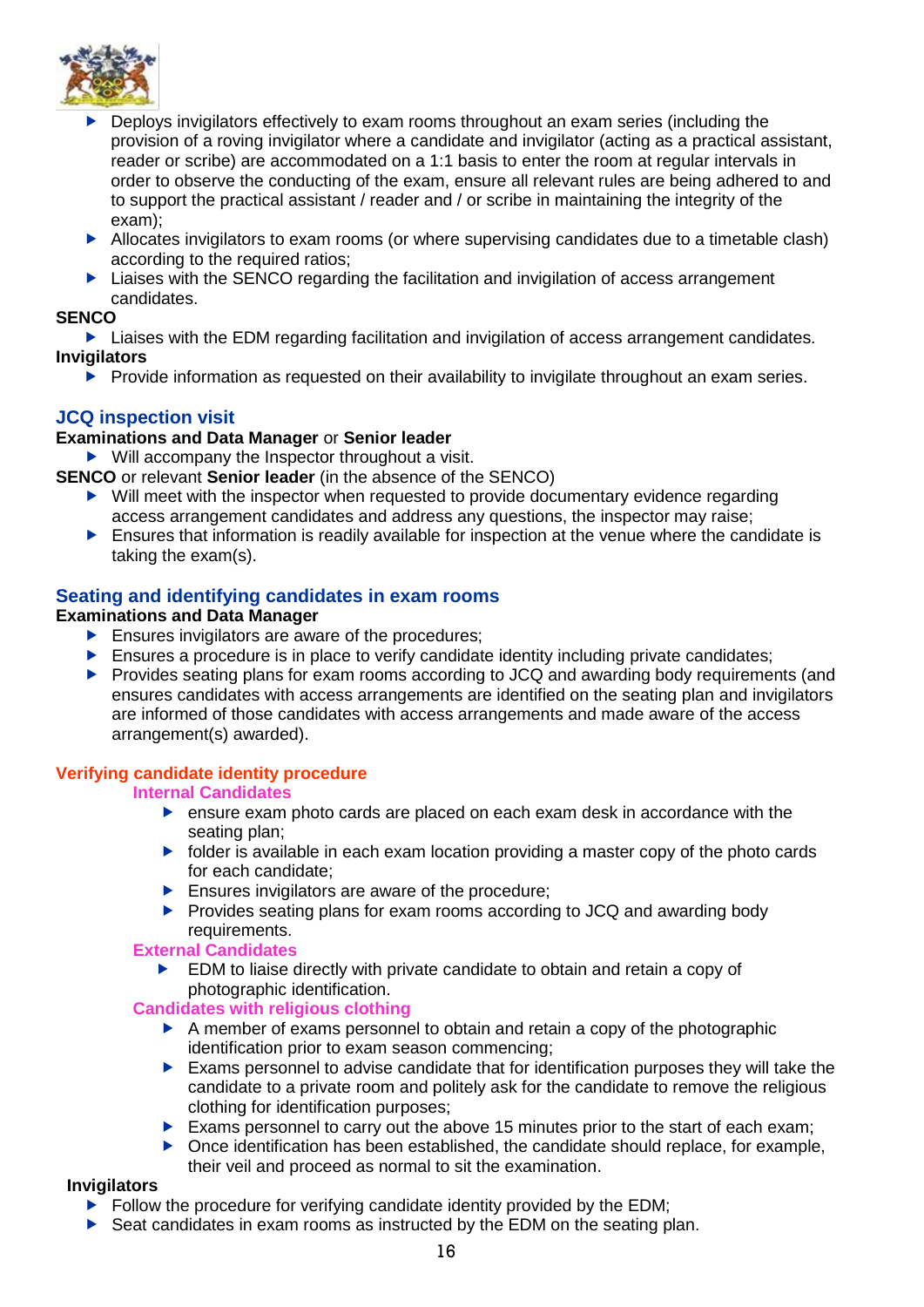- Deploys invigilators effectively to exam rooms throughout an exam series (including the provision of a roving invigilator where a candidate and invigilator (acting as a practical assistant, reader or scribe) are accommodated on a 1:1 basis to enter the room at regular intervals in order to observe the conducting of the exam, ensure all relevant rules are being adhered to and to support the practical assistant / reader and / or scribe in maintaining the integrity of the exam);
- Allocates invigilators to exam rooms (or where supervising candidates due to a timetable clash) according to the required ratios;
- Liaises with the SENCO regarding the facilitation and invigilation of access arrangement candidates.

**SENCO**

- Liaises with the EDM regarding facilitation and invigilation of access arrangement candidates.

**Invigilators**

- Provide information as requested on their availability to invigilate throughout an exam series.

## JCQ inspection visit

**Examinations and Data Manager** or **Senior leader**

- Will accompany the Inspector throughout a visit.

**SENCO** or relevant **Senior leader** (in the absence of the SENCO)

- Will meet with the inspector when requested to provide documentary evidence regarding access arrangement candidates and address any questions, the inspector may raise;
- Ensures that information is readily available for inspection at the venue where the candidate is taking the exam(s).

## Seating and identifying candidates in exam rooms

**Examinations and Data Manager**

- Ensures invigilators are aware of the procedures;
- Ensures a procedure is in place to verify candidate identity including private candidates;
- Provides seating plans for exam rooms according to JCQ and awarding body requirements (and ensures candidates with access arrangements are identified on the seating plan and invigilators are informed of those candidates with access arrangements and made aware of the access arrangement(s) awarded).

### Verifying candidate identity procedure

#### Internal Candidates

- ensure exam photo cards are placed on each exam desk in accordance with the seating plan;
- folder is available in each exam location providing a master copy of the photo cards for each candidate;
- Ensures invigilators are aware of the procedure;
- Provides seating plans for exam rooms according to JCQ and awarding body requirements.

#### External Candidates

- EDM to liaise directly with private candidate to obtain and retain a copy of photographic identification.

#### Candidates with religious clothing

- A member of exams personnel to obtain and retain a copy of the photographic identification prior to exam season commencing;
- Exams personnel to advise candidate that for identification purposes they will take the candidate to a private room and politely ask for the candidate to remove the religious clothing for identification purposes;
- Exams personnel to carry out the above 15 minutes prior to the start of each exam;
- Once identification has been established, the candidate should replace, for example, their veil and proceed as normal to sit the examination.

**Invigilators**

- Follow the procedure for verifying candidate identity provided by the EDM;
- Seat candidates in exam rooms as instructed by the EDM on the seating plan.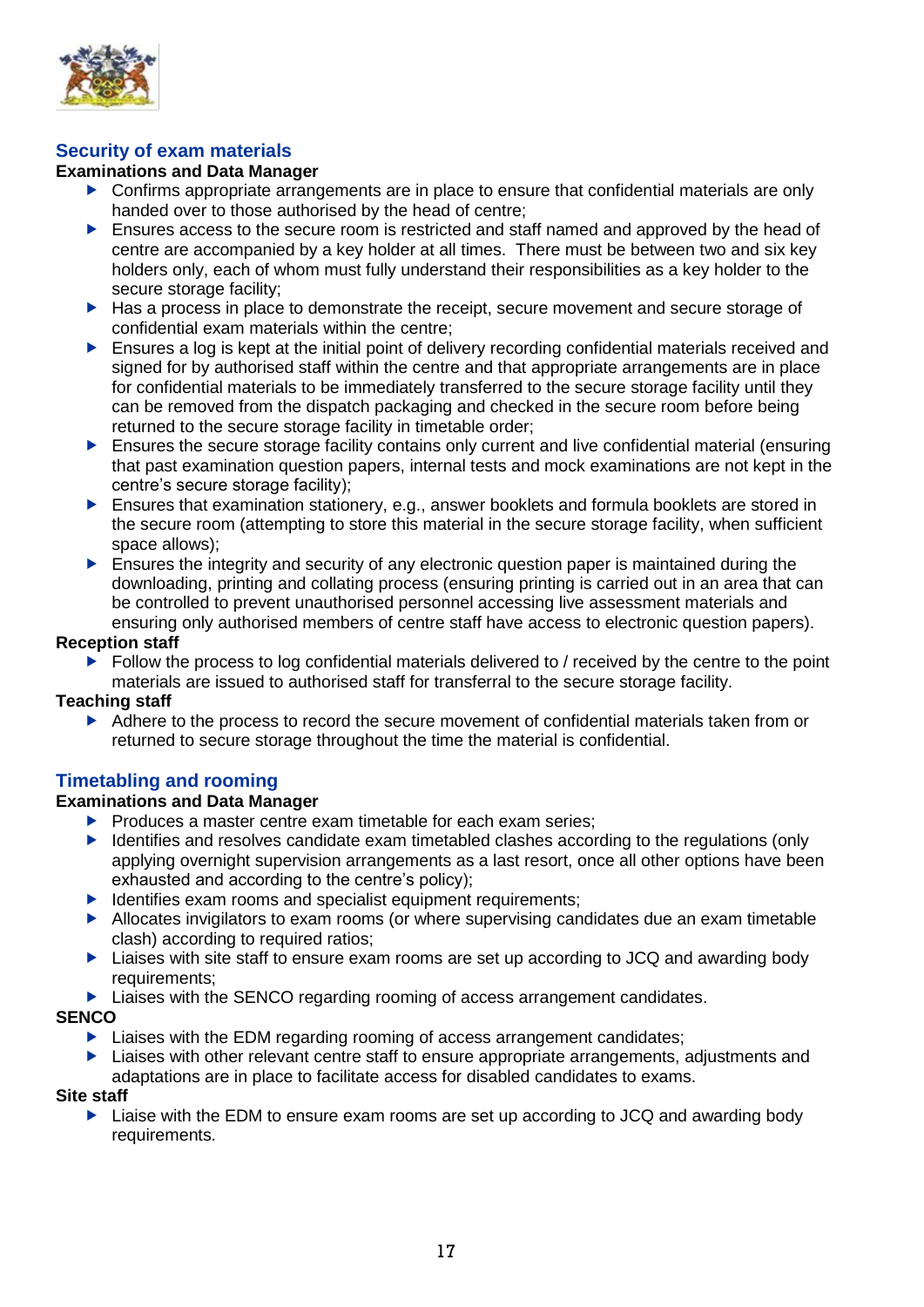## Security of exam materials

**Examinations and Data Manager**

- Confirms appropriate arrangements are in place to ensure that confidential materials are only handed over to those authorised by the head of centre;
- Ensures access to the secure room is restricted and staff named and approved by the head of centre are accompanied by a key holder at all times. There must be between two and six key holders only, each of whom must fully understand their responsibilities as a key holder to the secure storage facility;
- Has a process in place to demonstrate the receipt, secure movement and secure storage of confidential exam materials within the centre;
- Ensures a log is kept at the initial point of delivery recording confidential materials received and signed for by authorised staff within the centre and that appropriate arrangements are in place for confidential materials to be immediately transferred to the secure storage facility until they can be removed from the dispatch packaging and checked in the secure room before being returned to the secure storage facility in timetable order;
- Ensures the secure storage facility contains only current and live confidential material (ensuring that past examination question papers, internal tests and mock examinations are not kept in the centre's secure storage facility);
- Ensures that examination stationery, e.g., answer booklets and formula booklets are stored in the secure room (attempting to store this material in the secure storage facility, when sufficient space allows);
- Ensures the integrity and security of any electronic question paper is maintained during the downloading, printing and collating process (ensuring printing is carried out in an area that can be controlled to prevent unauthorised personnel accessing live assessment materials and ensuring only authorised members of centre staff have access to electronic question papers).

**Reception staff**

- Follow the process to log confidential materials delivered to / received by the centre to the point materials are issued to authorised staff for transferral to the secure storage facility.

**Teaching staff**

- Adhere to the process to record the secure movement of confidential materials taken from or returned to secure storage throughout the time the material is confidential.

## Timetabling and rooming

**Examinations and Data Manager**

- Produces a master centre exam timetable for each exam series;
- Identifies and resolves candidate exam timetabled clashes according to the regulations (only applying overnight supervision arrangements as a last resort, once all other options have been exhausted and according to the centre's policy);
- Identifies exam rooms and specialist equipment requirements;
- Allocates invigilators to exam rooms (or where supervising candidates due an exam timetable clash) according to required ratios;
- Liaises with site staff to ensure exam rooms are set up according to JCQ and awarding body requirements;
- Liaises with the SENCO regarding rooming of access arrangement candidates.

**SENCO**

- Liaises with the EDM regarding rooming of access arrangement candidates;
- Liaises with other relevant centre staff to ensure appropriate arrangements, adjustments and adaptations are in place to facilitate access for disabled candidates to exams.

**Site staff**

- Liaise with the EDM to ensure exam rooms are set up according to JCQ and awarding body requirements.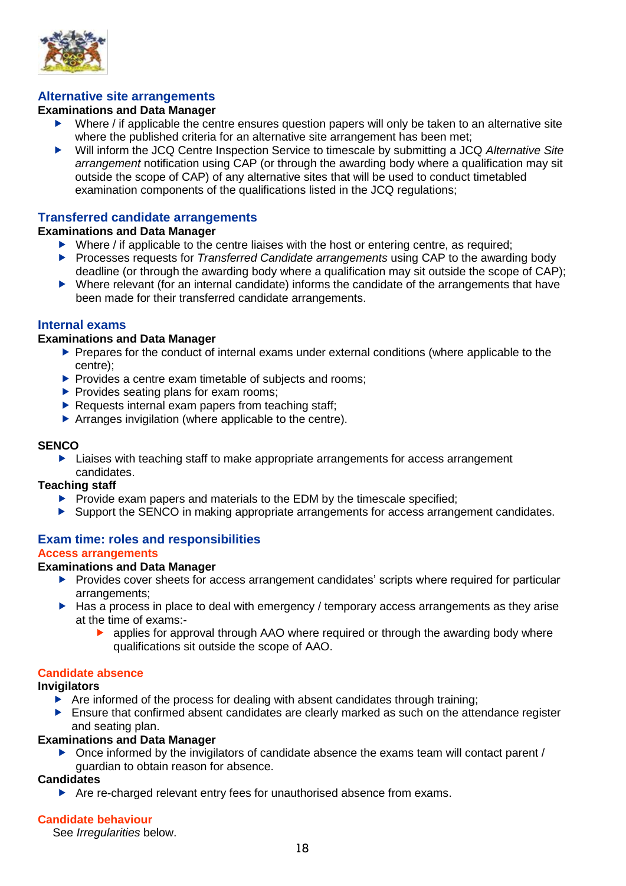## Alternative site arrangements

**Examinations and Data Manager**

- Where / if applicable the centre ensures question papers will only be taken to an alternative site where the published criteria for an alternative site arrangement has been met;
- Will inform the JCQ Centre Inspection Service to timescale by submitting a JCQ *Alternative Site arrangement* notification using CAP (or through the awarding body where a qualification may sit outside the scope of CAP) of any alternative sites that will be used to conduct timetabled examination components of the qualifications listed in the JCQ regulations;

## Transferred candidate arrangements

**Examinations and Data Manager**

- Where / if applicable to the centre liaises with the host or entering centre, as required;
- Processes requests for *Transferred Candidate arrangements* using CAP to the awarding body deadline (or through the awarding body where a qualification may sit outside the scope of CAP);
- Where relevant (for an internal candidate) informs the candidate of the arrangements that have been made for their transferred candidate arrangements.

## Internal exams

**Examinations and Data Manager**

- Prepares for the conduct of internal exams under external conditions (where applicable to the centre);
- Provides a centre exam timetable of subjects and rooms;
- Provides seating plans for exam rooms;
- Requests internal exam papers from teaching staff;
- Arranges invigilation (where applicable to the centre).

**SENCO**

- Liaises with teaching staff to make appropriate arrangements for access arrangement candidates.

**Teaching staff**

- Provide exam papers and materials to the EDM by the timescale specified;
- Support the SENCO in making appropriate arrangements for access arrangement candidates.

## Exam time: roles and responsibilities

### Access arrangements

**Examinations and Data Manager**

- Provides cover sheets for access arrangement candidates' scripts where required for particular arrangements;
- Has a process in place to deal with emergency / temporary access arrangements as they arise at the time of exams:-
  - applies for approval through AAO where required or through the awarding body where qualifications sit outside the scope of AAO.

### Candidate absence

**Invigilators**

- Are informed of the process for dealing with absent candidates through training;
- Ensure that confirmed absent candidates are clearly marked as such on the attendance register and seating plan.

**Examinations and Data Manager**

- Once informed by the invigilators of candidate absence the exams team will contact parent / guardian to obtain reason for absence.

**Candidates**

- Are re-charged relevant entry fees for unauthorised absence from exams.

### Candidate behaviour

See *Irregularities* below.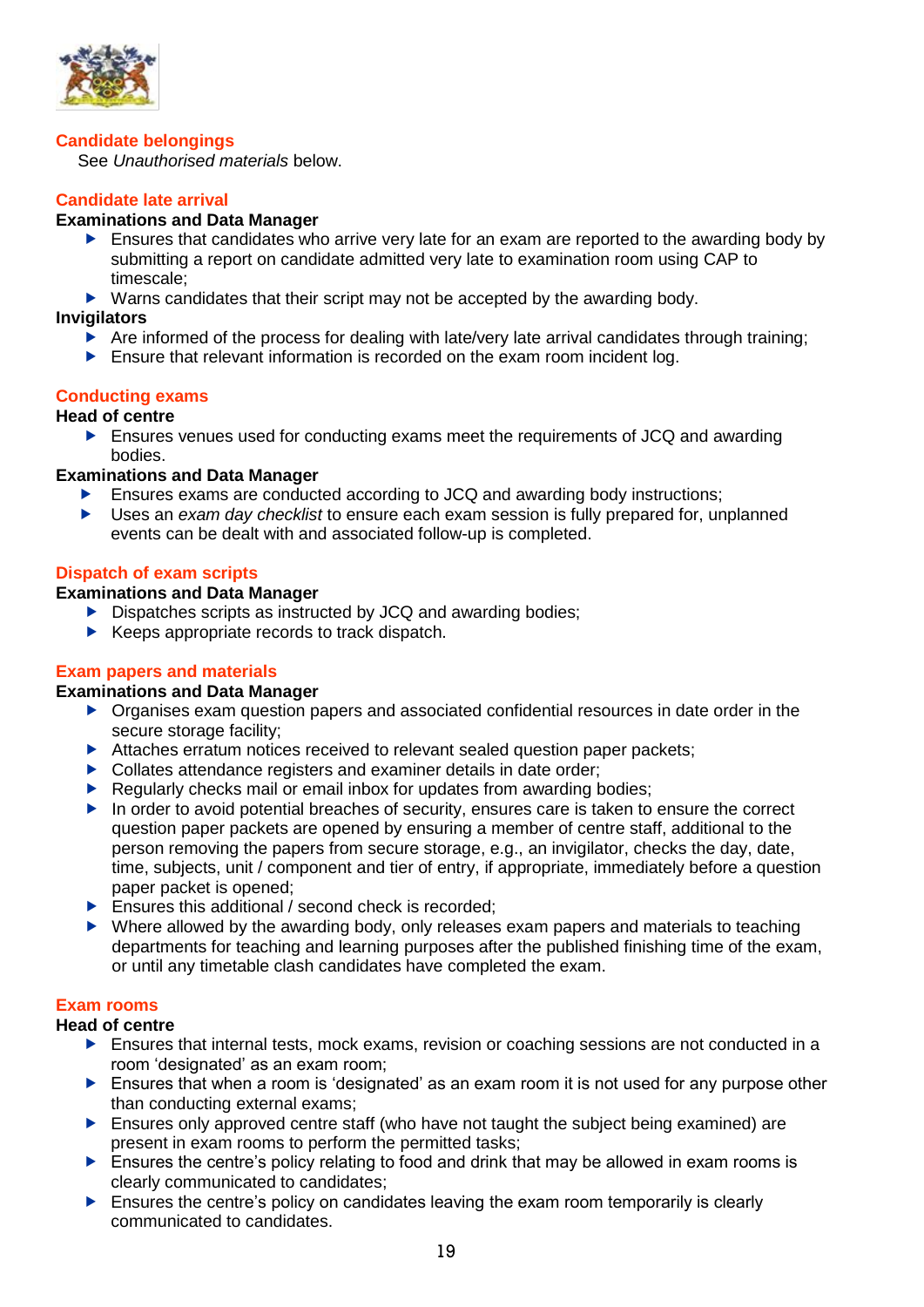### Candidate belongings

See *Unauthorised materials* below.

### Candidate late arrival

**Examinations and Data Manager**

- Ensures that candidates who arrive very late for an exam are reported to the awarding body by submitting a report on candidate admitted very late to examination room using CAP to timescale;
- Warns candidates that their script may not be accepted by the awarding body.

**Invigilators**

- Are informed of the process for dealing with late/very late arrival candidates through training;
- Ensure that relevant information is recorded on the exam room incident log.

### Conducting exams

**Head of centre**

- Ensures venues used for conducting exams meet the requirements of JCQ and awarding bodies.

**Examinations and Data Manager**

- Ensures exams are conducted according to JCQ and awarding body instructions;
- Uses an *exam day checklist* to ensure each exam session is fully prepared for, unplanned events can be dealt with and associated follow-up is completed.

### Dispatch of exam scripts

**Examinations and Data Manager**

- Dispatches scripts as instructed by JCQ and awarding bodies;
- Keeps appropriate records to track dispatch.

### Exam papers and materials

**Examinations and Data Manager**

- Organises exam question papers and associated confidential resources in date order in the secure storage facility;
- Attaches erratum notices received to relevant sealed question paper packets;
- Collates attendance registers and examiner details in date order;
- Regularly checks mail or email inbox for updates from awarding bodies;
- In order to avoid potential breaches of security, ensures care is taken to ensure the correct question paper packets are opened by ensuring a member of centre staff, additional to the person removing the papers from secure storage, e.g., an invigilator, checks the day, date, time, subjects, unit / component and tier of entry, if appropriate, immediately before a question paper packet is opened;
- Ensures this additional / second check is recorded;
- Where allowed by the awarding body, only releases exam papers and materials to teaching departments for teaching and learning purposes after the published finishing time of the exam, or until any timetable clash candidates have completed the exam.

### Exam rooms

**Head of centre**

- Ensures that internal tests, mock exams, revision or coaching sessions are not conducted in a room 'designated' as an exam room;
- Ensures that when a room is 'designated' as an exam room it is not used for any purpose other than conducting external exams;
- Ensures only approved centre staff (who have not taught the subject being examined) are present in exam rooms to perform the permitted tasks;
- Ensures the centre's policy relating to food and drink that may be allowed in exam rooms is clearly communicated to candidates;
- Ensures the centre's policy on candidates leaving the exam room temporarily is clearly communicated to candidates.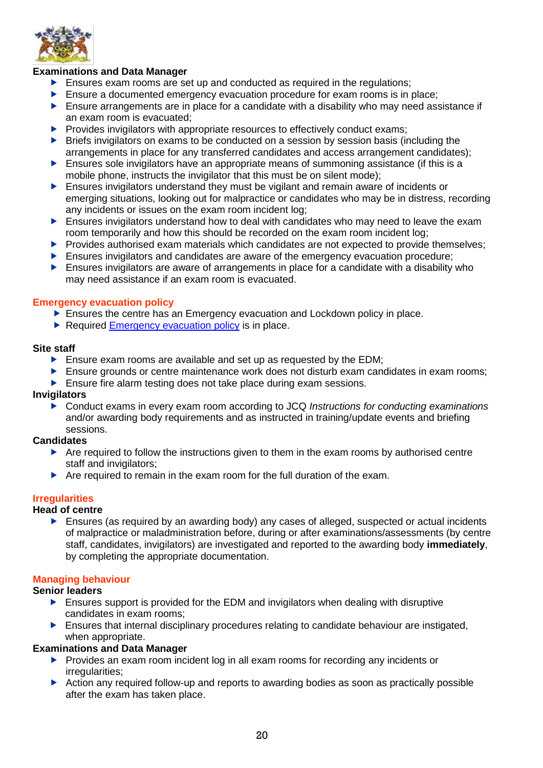**Examinations and Data Manager**

- Ensures exam rooms are set up and conducted as required in the regulations;
- Ensure a documented emergency evacuation procedure for exam rooms is in place;
- Ensure arrangements are in place for a candidate with a disability who may need assistance if an exam room is evacuated;
- Provides invigilators with appropriate resources to effectively conduct exams;
- Briefs invigilators on exams to be conducted on a session by session basis (including the arrangements in place for any transferred candidates and access arrangement candidates);
- Ensures sole invigilators have an appropriate means of summoning assistance (if this is a mobile phone, instructs the invigilator that this must be on silent mode);
- Ensures invigilators understand they must be vigilant and remain aware of incidents or emerging situations, looking out for malpractice or candidates who may be in distress, recording any incidents or issues on the exam room incident log;
- Ensures invigilators understand how to deal with candidates who may need to leave the exam room temporarily and how this should be recorded on the exam room incident log;
- Provides authorised exam materials which candidates are not expected to provide themselves;
- Ensures invigilators and candidates are aware of the emergency evacuation procedure;
- Ensures invigilators are aware of arrangements in place for a candidate with a disability who may need assistance if an exam room is evacuated.

## Emergency evacuation policy

- Ensures the centre has an Emergency evacuation and Lockdown policy in place.
- Required Emergency evacuation policy is in place.

**Site staff**

- Ensure exam rooms are available and set up as requested by the EDM;
- Ensure grounds or centre maintenance work does not disturb exam candidates in exam rooms;
- Ensure fire alarm testing does not take place during exam sessions.

**Invigilators**

- Conduct exams in every exam room according to JCQ *Instructions for conducting examinations* and/or awarding body requirements and as instructed in training/update events and briefing sessions.

**Candidates**

- Are required to follow the instructions given to them in the exam rooms by authorised centre staff and invigilators;
- Are required to remain in the exam room for the full duration of the exam.

## Irregularities

**Head of centre**

- Ensures (as required by an awarding body) any cases of alleged, suspected or actual incidents of malpractice or maladministration before, during or after examinations/assessments (by centre staff, candidates, invigilators) are investigated and reported to the awarding body **immediately**, by completing the appropriate documentation.

## Managing behaviour

**Senior leaders**

- Ensures support is provided for the EDM and invigilators when dealing with disruptive candidates in exam rooms;
- Ensures that internal disciplinary procedures relating to candidate behaviour are instigated, when appropriate.

**Examinations and Data Manager**

- Provides an exam room incident log in all exam rooms for recording any incidents or irregularities;
- Action any required follow-up and reports to awarding bodies as soon as practically possible after the exam has taken place.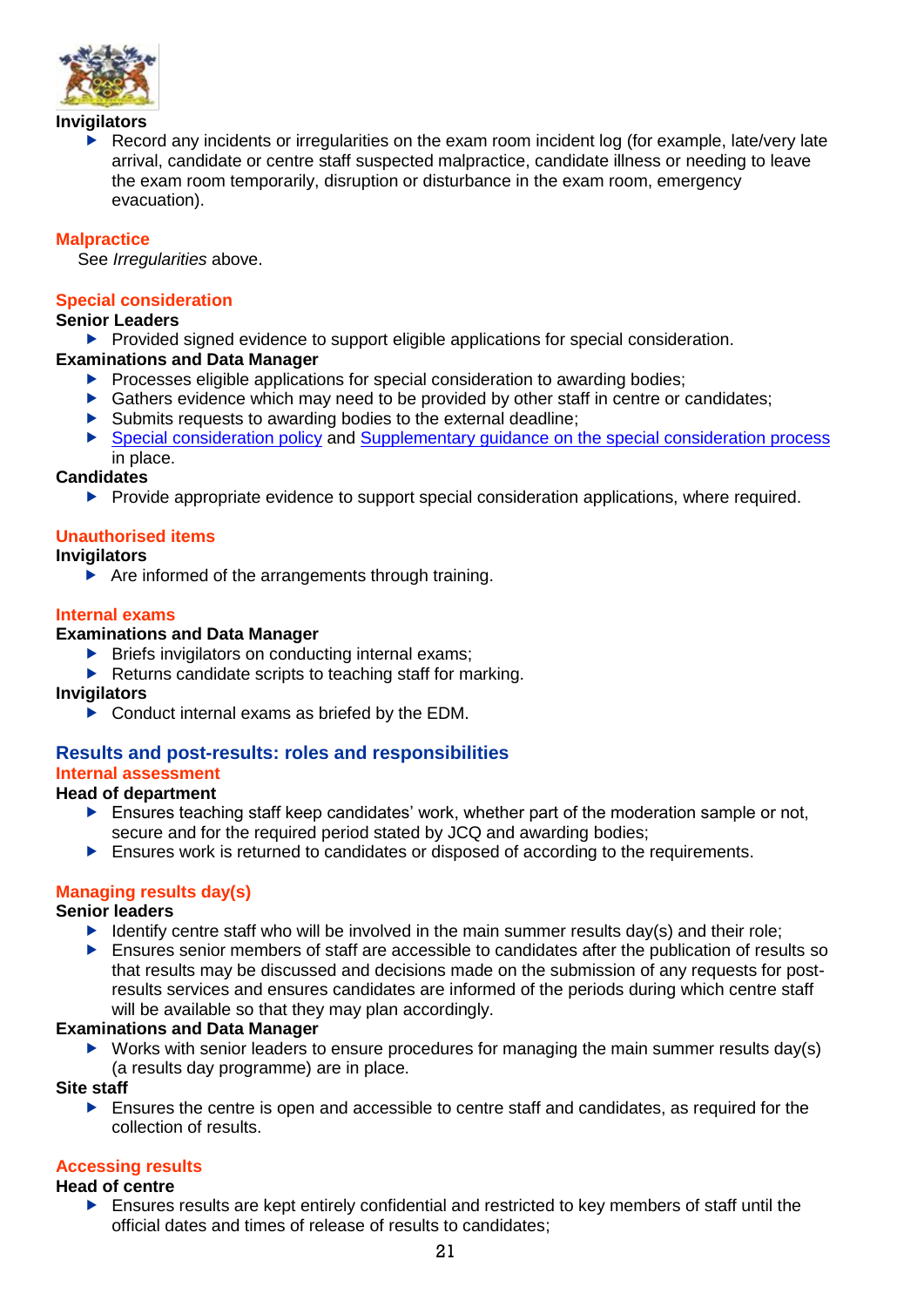**Invigilators**

- Record any incidents or irregularities on the exam room incident log (for example, late/very late arrival, candidate or centre staff suspected malpractice, candidate illness or needing to leave the exam room temporarily, disruption or disturbance in the exam room, emergency evacuation).

### Malpractice

See *Irregularities* above.

### Special consideration

**Senior Leaders**

- Provided signed evidence to support eligible applications for special consideration.

**Examinations and Data Manager**

- Processes eligible applications for special consideration to awarding bodies;
- Gathers evidence which may need to be provided by other staff in centre or candidates;
- Submits requests to awarding bodies to the external deadline;
- [Special consideration policy]() and [Supplementary guidance on the special consideration process]() in place.

**Candidates**

- Provide appropriate evidence to support special consideration applications, where required.

### Unauthorised items

**Invigilators**

- Are informed of the arrangements through training.

### Internal exams

**Examinations and Data Manager**

- Briefs invigilators on conducting internal exams;
- Returns candidate scripts to teaching staff for marking.

**Invigilators**

- Conduct internal exams as briefed by the EDM.

## Results and post-results: roles and responsibilities

### Internal assessment

**Head of department**

- Ensures teaching staff keep candidates' work, whether part of the moderation sample or not, secure and for the required period stated by JCQ and awarding bodies;
- Ensures work is returned to candidates or disposed of according to the requirements.

### Managing results day(s)

**Senior leaders**

- Identify centre staff who will be involved in the main summer results day(s) and their role;
- Ensures senior members of staff are accessible to candidates after the publication of results so that results may be discussed and decisions made on the submission of any requests for post-results services and ensures candidates are informed of the periods during which centre staff will be available so that they may plan accordingly.

**Examinations and Data Manager**

- Works with senior leaders to ensure procedures for managing the main summer results day(s) (a results day programme) are in place.

**Site staff**

- Ensures the centre is open and accessible to centre staff and candidates, as required for the collection of results.

### Accessing results

**Head of centre**

- Ensures results are kept entirely confidential and restricted to key members of staff until the official dates and times of release of results to candidates;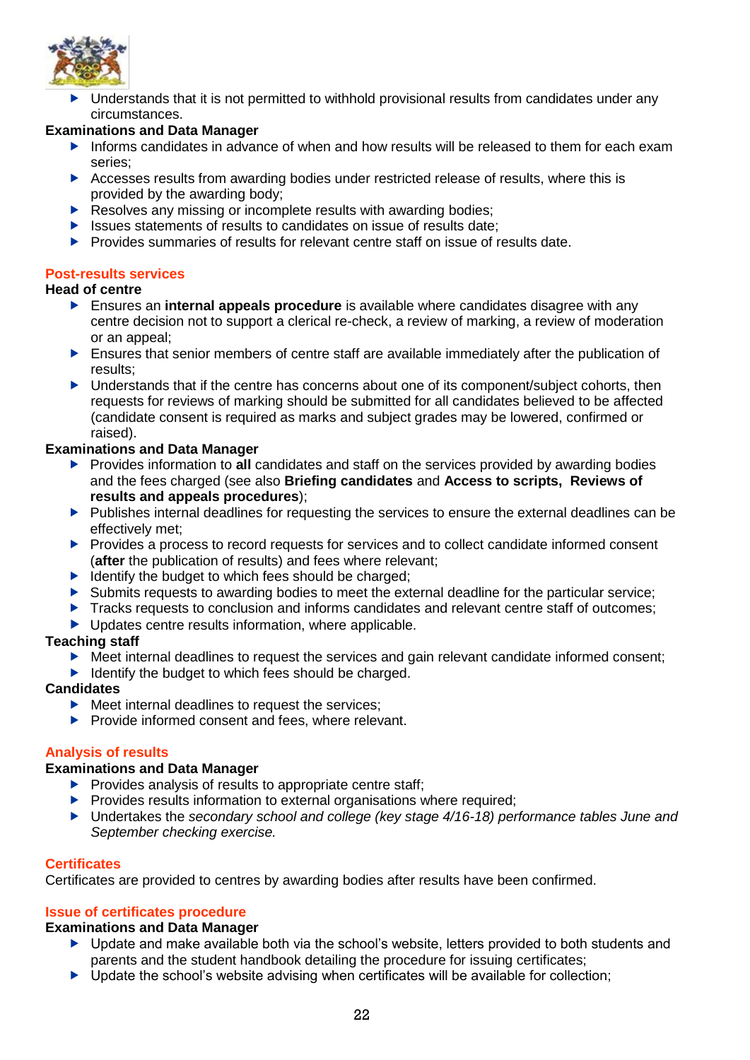- Understands that it is not permitted to withhold provisional results from candidates under any circumstances.

**Examinations and Data Manager**

- Informs candidates in advance of when and how results will be released to them for each exam series;
- Accesses results from awarding bodies under restricted release of results, where this is provided by the awarding body;
- Resolves any missing or incomplete results with awarding bodies;
- Issues statements of results to candidates on issue of results date;
- Provides summaries of results for relevant centre staff on issue of results date.

## Post-results services

**Head of centre**

- Ensures an **internal appeals procedure** is available where candidates disagree with any centre decision not to support a clerical re-check, a review of marking, a review of moderation or an appeal;
- Ensures that senior members of centre staff are available immediately after the publication of results;
- Understands that if the centre has concerns about one of its component/subject cohorts, then requests for reviews of marking should be submitted for all candidates believed to be affected (candidate consent is required as marks and subject grades may be lowered, confirmed or raised).

**Examinations and Data Manager**

- Provides information to **all** candidates and staff on the services provided by awarding bodies and the fees charged (see also **Briefing candidates** and **Access to scripts, Reviews of results and appeals procedures**);
- Publishes internal deadlines for requesting the services to ensure the external deadlines can be effectively met;
- Provides a process to record requests for services and to collect candidate informed consent (**after** the publication of results) and fees where relevant;
- Identify the budget to which fees should be charged;
- Submits requests to awarding bodies to meet the external deadline for the particular service;
- Tracks requests to conclusion and informs candidates and relevant centre staff of outcomes;
- Updates centre results information, where applicable.

**Teaching staff**

- Meet internal deadlines to request the services and gain relevant candidate informed consent;
- Identify the budget to which fees should be charged.

**Candidates**

- Meet internal deadlines to request the services;
- Provide informed consent and fees, where relevant.

## Analysis of results

**Examinations and Data Manager**

- Provides analysis of results to appropriate centre staff;
- Provides results information to external organisations where required;
- Undertakes the *secondary school and college (key stage 4/16-18) performance tables June and September checking exercise.*

## Certificates

Certificates are provided to centres by awarding bodies after results have been confirmed.

## Issue of certificates procedure

**Examinations and Data Manager**

- Update and make available both via the school's website, letters provided to both students and parents and the student handbook detailing the procedure for issuing certificates;
- Update the school's website advising when certificates will be available for collection;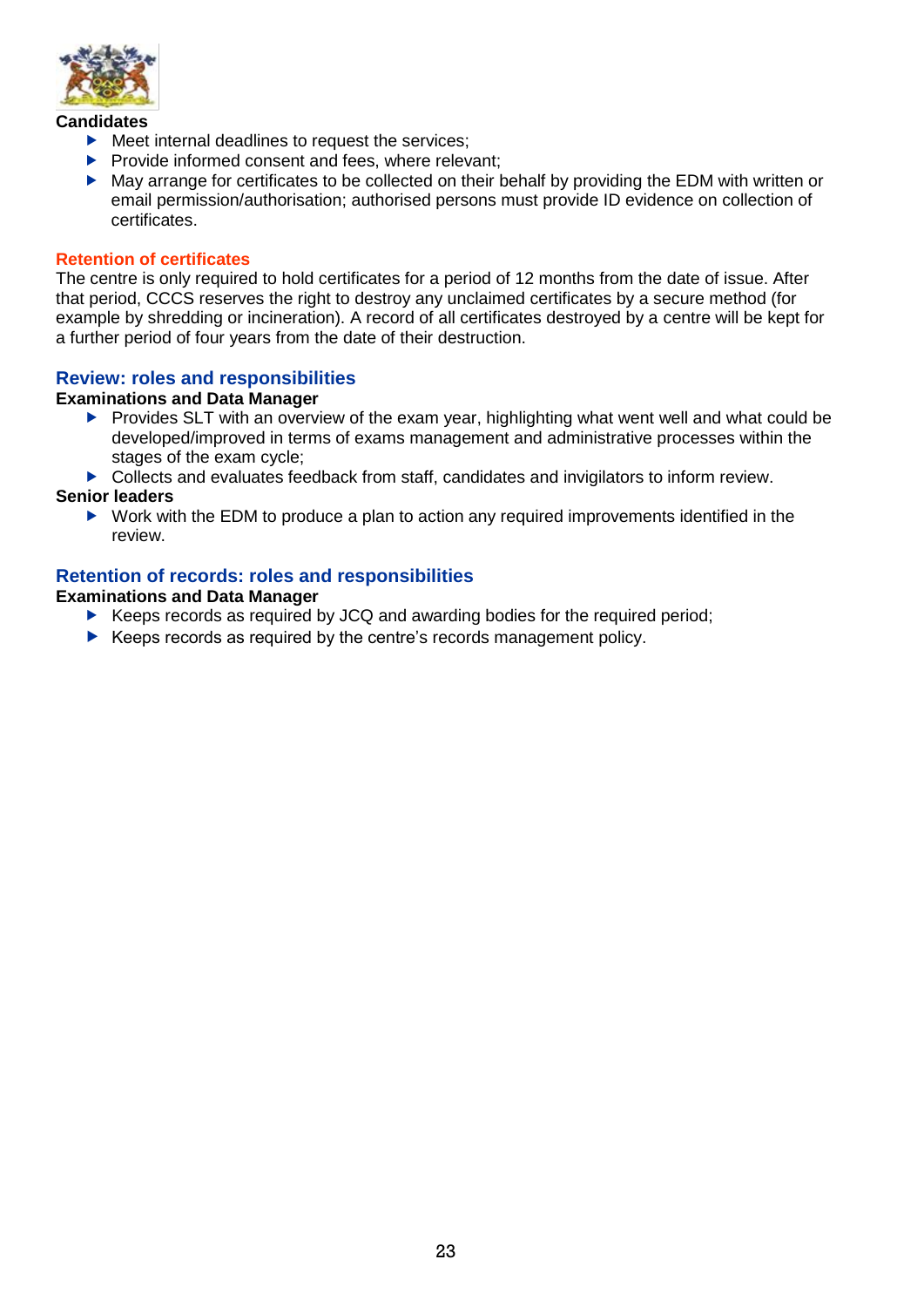**Candidates**

- Meet internal deadlines to request the services;
- Provide informed consent and fees, where relevant;
- May arrange for certificates to be collected on their behalf by providing the EDM with written or email permission/authorisation; authorised persons must provide ID evidence on collection of certificates.

### Retention of certificates

The centre is only required to hold certificates for a period of 12 months from the date of issue. After that period, CCCS reserves the right to destroy any unclaimed certificates by a secure method (for example by shredding or incineration). A record of all certificates destroyed by a centre will be kept for a further period of four years from the date of their destruction.

## Review: roles and responsibilities

**Examinations and Data Manager**

- Provides SLT with an overview of the exam year, highlighting what went well and what could be developed/improved in terms of exams management and administrative processes within the stages of the exam cycle;
- Collects and evaluates feedback from staff, candidates and invigilators to inform review.

**Senior leaders**

- Work with the EDM to produce a plan to action any required improvements identified in the review.

## Retention of records: roles and responsibilities

**Examinations and Data Manager**

- Keeps records as required by JCQ and awarding bodies for the required period;
- Keeps records as required by the centre's records management policy.